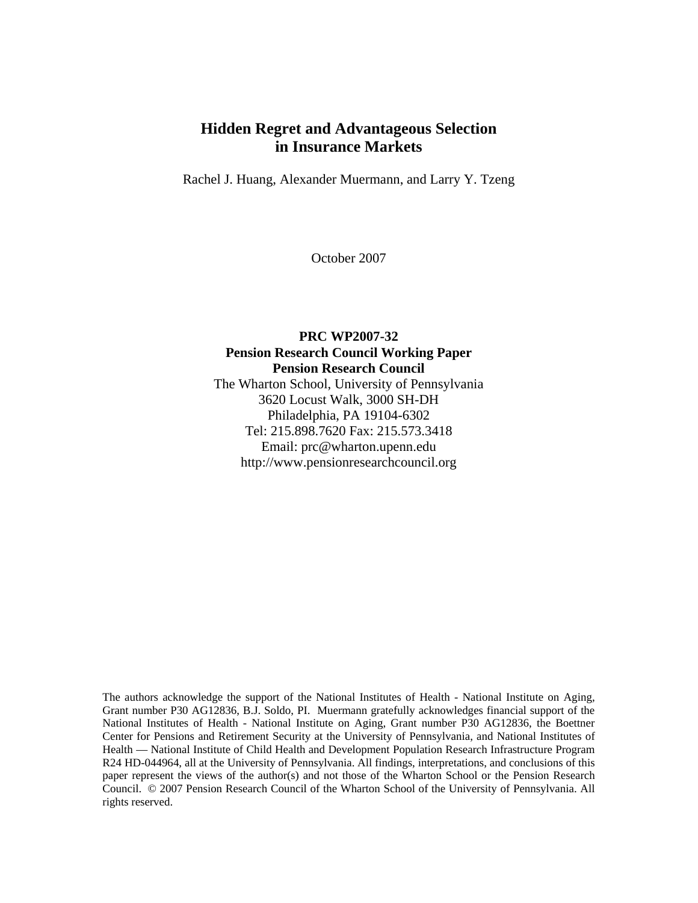# Hidden Regret and Advantageous Selection in Insurance Markets

Rachel J. Huang, Alexander Muermann, and Larry Y. Tzeng

October 2007

**PRC WP2007-32**
**Pension Research Council Working Paper**
**Pension Research Council**
The Wharton School, University of Pennsylvania
3620 Locust Walk, 3000 SH-DH
Philadelphia, PA 19104-6302
Tel: 215.898.7620 Fax: 215.573.3418
Email: prc@wharton.upenn.edu
http://www.pensionresearchcouncil.org

The authors acknowledge the support of the National Institutes of Health - National Institute on Aging, Grant number P30 AG12836, B.J. Soldo, PI. Muermann gratefully acknowledges financial support of the National Institutes of Health - National Institute on Aging, Grant number P30 AG12836, the Boettner Center for Pensions and Retirement Security at the University of Pennsylvania, and National Institutes of Health — National Institute of Child Health and Development Population Research Infrastructure Program R24 HD-044964, all at the University of Pennsylvania. All findings, interpretations, and conclusions of this paper represent the views of the author(s) and not those of the Wharton School or the Pension Research Council. © 2007 Pension Research Council of the Wharton School of the University of Pennsylvania. All rights reserved.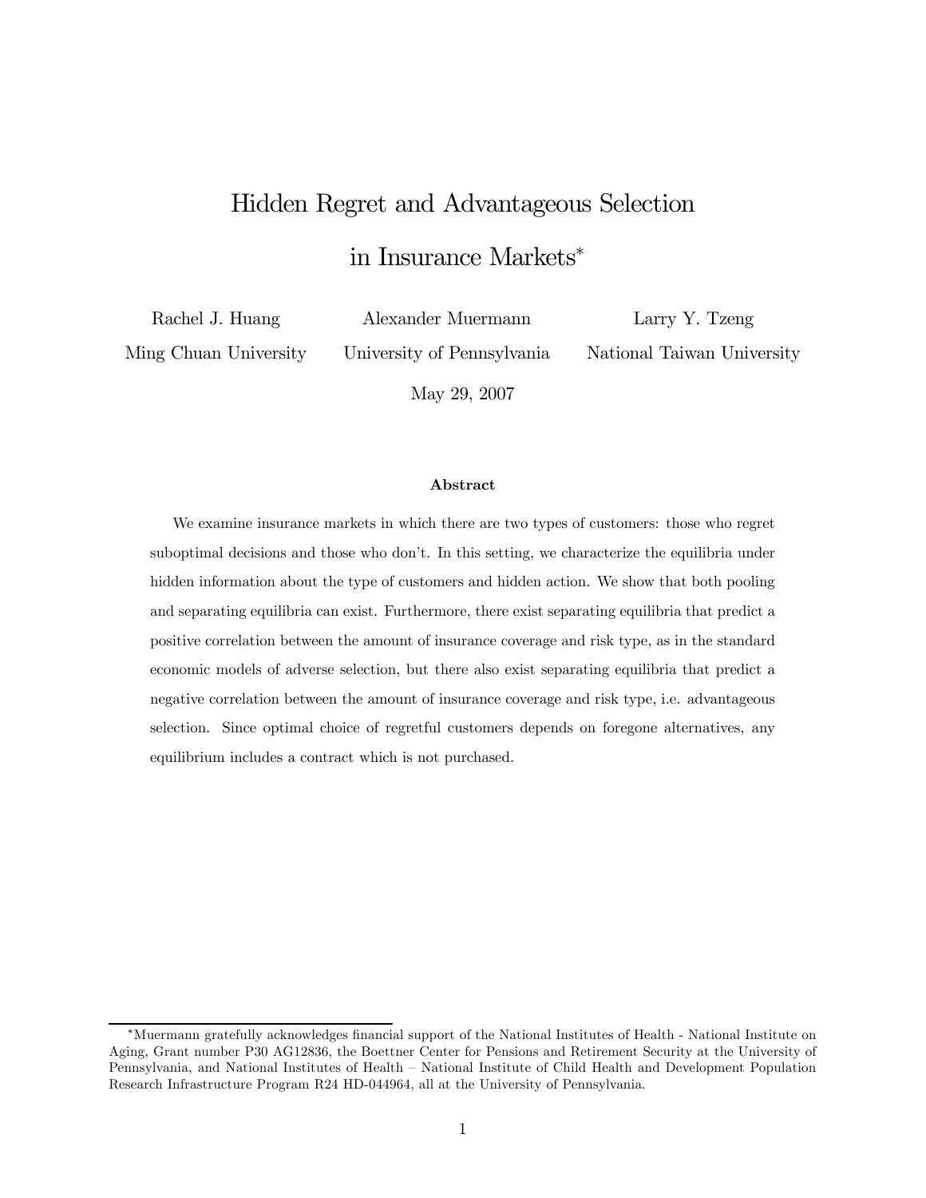# Hidden Regret and Advantageous Selection in Insurance Markets*

Rachel J. Huang — Ming Chuan University

Alexander Muermann — University of Pennsylvania

Larry Y. Tzeng — National Taiwan University

May 29, 2007

### Abstract

We examine insurance markets in which there are two types of customers: those who regret suboptimal decisions and those who don't. In this setting, we characterize the equilibria under hidden information about the type of customers and hidden action. We show that both pooling and separating equilibria can exist. Furthermore, there exist separating equilibria that predict a positive correlation between the amount of insurance coverage and risk type, as in the standard economic models of adverse selection, but there also exist separating equilibria that predict a negative correlation between the amount of insurance coverage and risk type, i.e. advantageous selection. Since optimal choice of regretful customers depends on foregone alternatives, any equilibrium includes a contract which is not purchased.

---

*Muermann gratefully acknowledges financial support of the National Institutes of Health - National Institute on Aging, Grant number P30 AG12836, the Boettner Center for Pensions and Retirement Security at the University of Pennsylvania, and National Institutes of Health – National Institute of Child Health and Development Population Research Infrastructure Program R24 HD-044964, all at the University of Pennsylvania.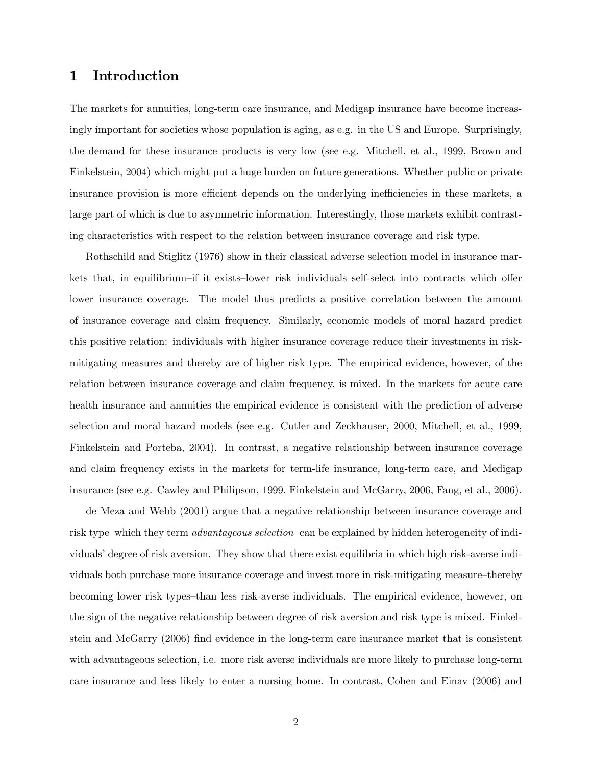# 1 Introduction

The markets for annuities, long-term care insurance, and Medigap insurance have become increasingly important for societies whose population is aging, as e.g. in the US and Europe. Surprisingly, the demand for these insurance products is very low (see e.g. Mitchell, et al., 1999, Brown and Finkelstein, 2004) which might put a huge burden on future generations. Whether public or private insurance provision is more efficient depends on the underlying inefficiencies in these markets, a large part of which is due to asymmetric information. Interestingly, those markets exhibit contrasting characteristics with respect to the relation between insurance coverage and risk type.

Rothschild and Stiglitz (1976) show in their classical adverse selection model in insurance markets that, in equilibrium–if it exists–lower risk individuals self-select into contracts which offer lower insurance coverage. The model thus predicts a positive correlation between the amount of insurance coverage and claim frequency. Similarly, economic models of moral hazard predict this positive relation: individuals with higher insurance coverage reduce their investments in risk-mitigating measures and thereby are of higher risk type. The empirical evidence, however, of the relation between insurance coverage and claim frequency, is mixed. In the markets for acute care health insurance and annuities the empirical evidence is consistent with the prediction of adverse selection and moral hazard models (see e.g. Cutler and Zeckhauser, 2000, Mitchell, et al., 1999, Finkelstein and Porteba, 2004). In contrast, a negative relationship between insurance coverage and claim frequency exists in the markets for term-life insurance, long-term care, and Medigap insurance (see e.g. Cawley and Philipson, 1999, Finkelstein and McGarry, 2006, Fang, et al., 2006).

de Meza and Webb (2001) argue that a negative relationship between insurance coverage and risk type–which they term *advantageous selection*–can be explained by hidden heterogeneity of individuals' degree of risk aversion. They show that there exist equilibria in which high risk-averse individuals both purchase more insurance coverage and invest more in risk-mitigating measure–thereby becoming lower risk types–than less risk-averse individuals. The empirical evidence, however, on the sign of the negative relationship between degree of risk aversion and risk type is mixed. Finkelstein and McGarry (2006) find evidence in the long-term care insurance market that is consistent with advantageous selection, i.e. more risk averse individuals are more likely to purchase long-term care insurance and less likely to enter a nursing home. In contrast, Cohen and Einav (2006) and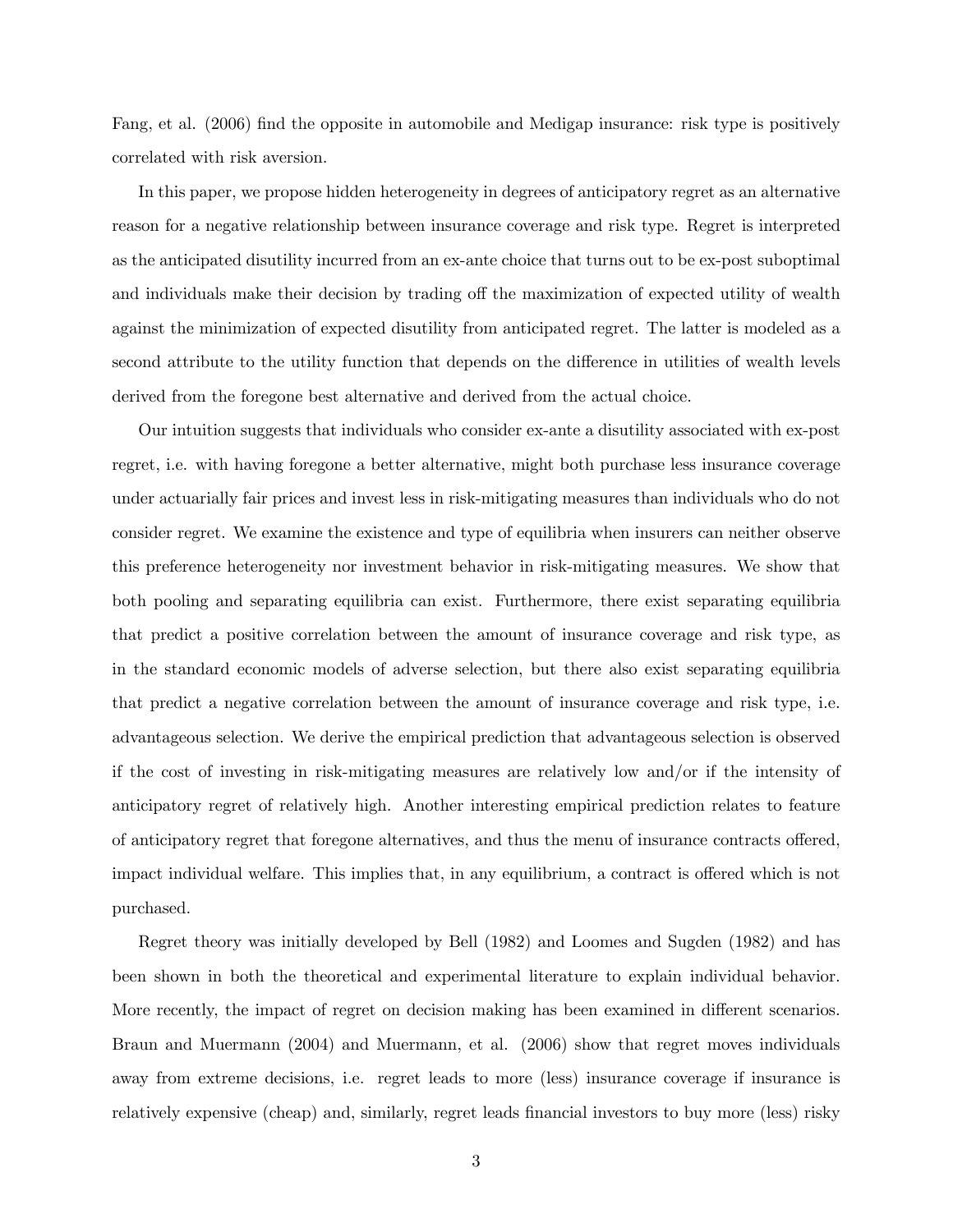Fang, et al. (2006) find the opposite in automobile and Medigap insurance: risk type is positively correlated with risk aversion.

In this paper, we propose hidden heterogeneity in degrees of anticipatory regret as an alternative reason for a negative relationship between insurance coverage and risk type. Regret is interpreted as the anticipated disutility incurred from an ex-ante choice that turns out to be ex-post suboptimal and individuals make their decision by trading off the maximization of expected utility of wealth against the minimization of expected disutility from anticipated regret. The latter is modeled as a second attribute to the utility function that depends on the difference in utilities of wealth levels derived from the foregone best alternative and derived from the actual choice.

Our intuition suggests that individuals who consider ex-ante a disutility associated with ex-post regret, i.e. with having foregone a better alternative, might both purchase less insurance coverage under actuarially fair prices and invest less in risk-mitigating measures than individuals who do not consider regret. We examine the existence and type of equilibria when insurers can neither observe this preference heterogeneity nor investment behavior in risk-mitigating measures. We show that both pooling and separating equilibria can exist. Furthermore, there exist separating equilibria that predict a positive correlation between the amount of insurance coverage and risk type, as in the standard economic models of adverse selection, but there also exist separating equilibria that predict a negative correlation between the amount of insurance coverage and risk type, i.e. advantageous selection. We derive the empirical prediction that advantageous selection is observed if the cost of investing in risk-mitigating measures are relatively low and/or if the intensity of anticipatory regret of relatively high. Another interesting empirical prediction relates to feature of anticipatory regret that foregone alternatives, and thus the menu of insurance contracts offered, impact individual welfare. This implies that, in any equilibrium, a contract is offered which is not purchased.

Regret theory was initially developed by Bell (1982) and Loomes and Sugden (1982) and has been shown in both the theoretical and experimental literature to explain individual behavior. More recently, the impact of regret on decision making has been examined in different scenarios. Braun and Muermann (2004) and Muermann, et al. (2006) show that regret moves individuals away from extreme decisions, i.e. regret leads to more (less) insurance coverage if insurance is relatively expensive (cheap) and, similarly, regret leads financial investors to buy more (less) risky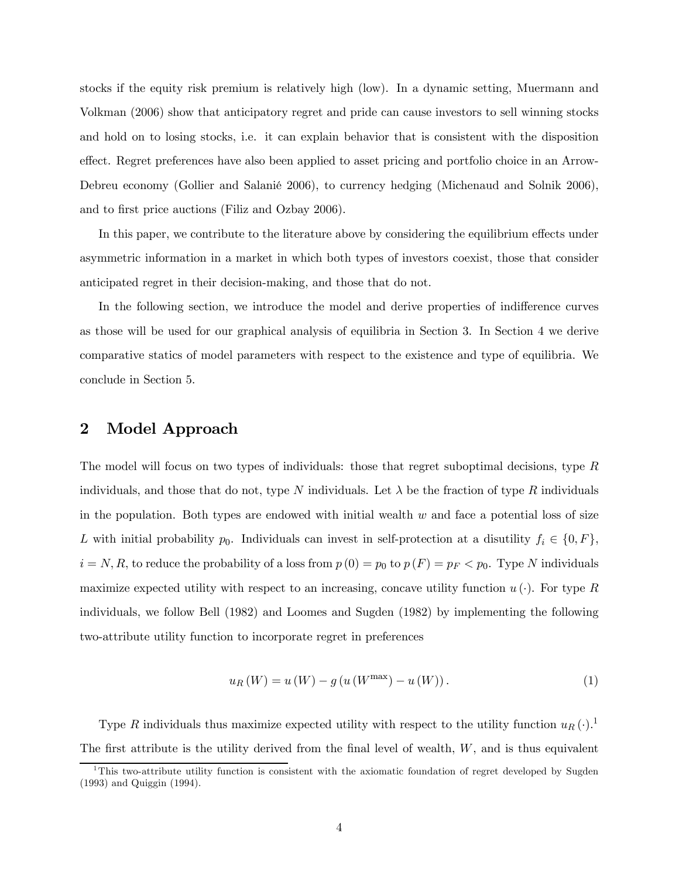stocks if the equity risk premium is relatively high (low). In a dynamic setting, Muermann and Volkman (2006) show that anticipatory regret and pride can cause investors to sell winning stocks and hold on to losing stocks, i.e. it can explain behavior that is consistent with the disposition effect. Regret preferences have also been applied to asset pricing and portfolio choice in an Arrow-Debreu economy (Gollier and Salanié 2006), to currency hedging (Michenaud and Solnik 2006), and to first price auctions (Filiz and Ozbay 2006).

In this paper, we contribute to the literature above by considering the equilibrium effects under asymmetric information in a market in which both types of investors coexist, those that consider anticipated regret in their decision-making, and those that do not.

In the following section, we introduce the model and derive properties of indifference curves as those will be used for our graphical analysis of equilibria in Section 3. In Section 4 we derive comparative statics of model parameters with respect to the existence and type of equilibria. We conclude in Section 5.

## 2 Model Approach

The model will focus on two types of individuals: those that regret suboptimal decisions, type $R$ individuals, and those that do not, type $N$ individuals. Let $\lambda$ be the fraction of type $R$ individuals in the population. Both types are endowed with initial wealth $w$ and face a potential loss of size $L$ with initial probability $p_0$. Individuals can invest in self-protection at a disutility $f_i \in \{0, F\}$, $i = N, R$, to reduce the probability of a loss from $p(0) = p_0$ to $p(F) = p_F < p_0$. Type $N$ individuals maximize expected utility with respect to an increasing, concave utility function $u(\cdot)$. For type $R$ individuals, we follow Bell (1982) and Loomes and Sugden (1982) by implementing the following two-attribute utility function to incorporate regret in preferences

$$u_R(W) = u(W) - g\left(u\left(W^{\max}\right) - u(W)\right). \tag{1}$$

Type $R$ individuals thus maximize expected utility with respect to the utility function $u_R(\cdot)$.[1] The first attribute is the utility derived from the final level of wealth, $W$, and is thus equivalent

[1] This two-attribute utility function is consistent with the axiomatic foundation of regret developed by Sugden (1993) and Quiggin (1994).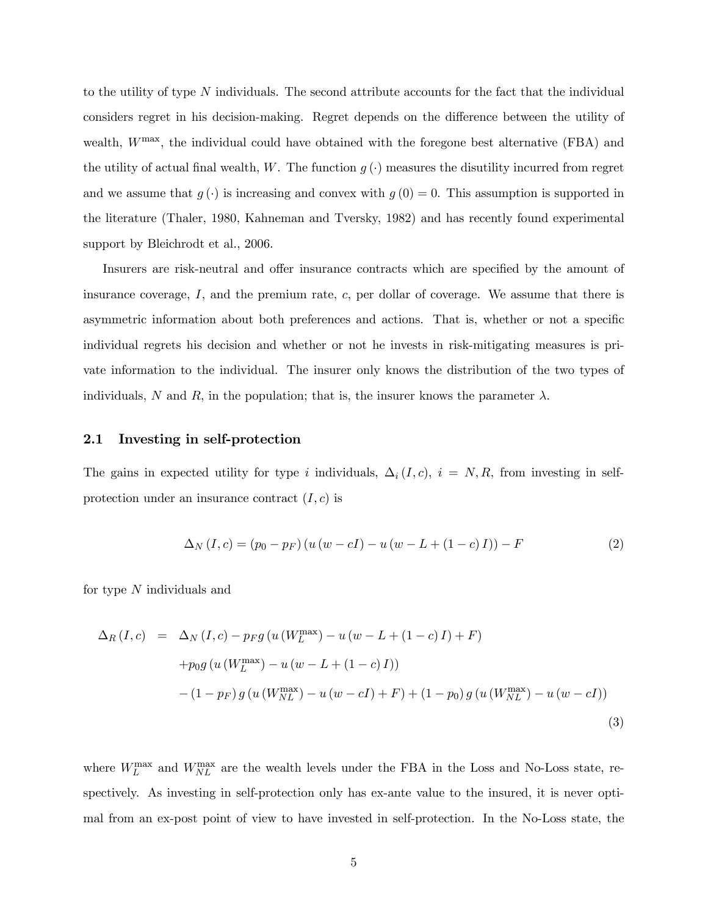to the utility of type $N$ individuals. The second attribute accounts for the fact that the individual considers regret in his decision-making. Regret depends on the difference between the utility of wealth, $W^{\max}$, the individual could have obtained with the foregone best alternative (FBA) and the utility of actual final wealth, $W$. The function $g(\cdot)$ measures the disutility incurred from regret and we assume that $g(\cdot)$ is increasing and convex with $g(0) = 0$. This assumption is supported in the literature (Thaler, 1980, Kahneman and Tversky, 1982) and has recently found experimental support by Bleichrodt et al., 2006.

Insurers are risk-neutral and offer insurance contracts which are specified by the amount of insurance coverage, $I$, and the premium rate, $c$, per dollar of coverage. We assume that there is asymmetric information about both preferences and actions. That is, whether or not a specific individual regrets his decision and whether or not he invests in risk-mitigating measures is private information to the individual. The insurer only knows the distribution of the two types of individuals, $N$ and $R$, in the population; that is, the insurer knows the parameter $\lambda$.

## 2.1 Investing in self-protection

The gains in expected utility for type $i$ individuals, $\Delta_i(I, c)$, $i = N, R$, from investing in self-protection under an insurance contract $(I, c)$ is

$$\Delta_N(I, c) = (p_0 - p_F)(u(w - cI) - u(w - L + (1 - c)I)) - F \tag{2}$$

for type $N$ individuals and

$$\begin{aligned}
\Delta_R(I, c) &= \Delta_N(I, c) - p_F g\left(u\left(W_L^{\max}\right) - u(w - L + (1 - c)I) + F\right) \\
&\quad + p_0 g\left(u\left(W_L^{\max}\right) - u(w - L + (1 - c)I)\right) \\
&\quad - (1 - p_F) g\left(u\left(W_{NL}^{\max}\right) - u(w - cI) + F\right) + (1 - p_0) g\left(u\left(W_{NL}^{\max}\right) - u(w - cI)\right)
\end{aligned} \tag{3}$$

where $W_L^{\max}$ and $W_{NL}^{\max}$ are the wealth levels under the FBA in the Loss and No-Loss state, respectively. As investing in self-protection only has ex-ante value to the insured, it is never optimal from an ex-post point of view to have invested in self-protection. In the No-Loss state, the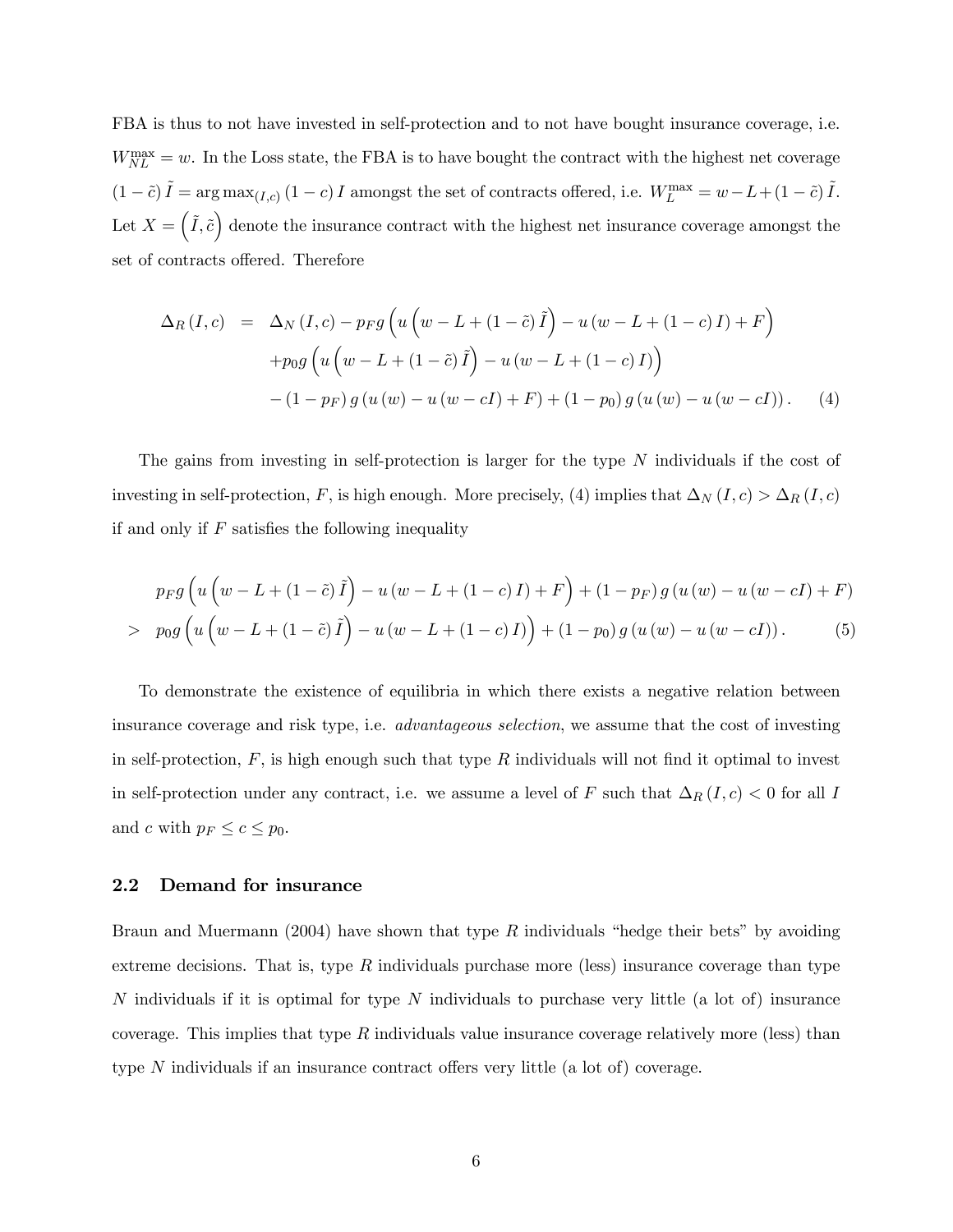FBA is thus to not have invested in self-protection and to not have bought insurance coverage, i.e. $W_{NL}^{\max} = w$. In the Loss state, the FBA is to have bought the contract with the highest net coverage $(1-\tilde{c})\tilde{I} = \arg\max_{(I,c)} (1-c) I$ amongst the set of contracts offered, i.e. $W_L^{\max} = w - L + (1-\tilde{c})\tilde{I}$. Let $X = \left(\tilde{I}, \tilde{c}\right)$ denote the insurance contract with the highest net insurance coverage amongst the set of contracts offered. Therefore

$$
\begin{aligned}
\Delta_R(I,c) &= \Delta_N(I,c) - p_F g\left(u\left(w - L + (1-\tilde{c})\tilde{I}\right) - u(w - L + (1-c)I) + F\right) \\
&\quad + p_0 g\left(u\left(w - L + (1-\tilde{c})\tilde{I}\right) - u(w - L + (1-c)I)\right) \\
&\quad - (1-p_F) g(u(w) - u(w - cI) + F) + (1-p_0) g(u(w) - u(w - cI)). \qquad (4)
\end{aligned}
$$

The gains from investing in self-protection is larger for the type $N$ individuals if the cost of investing in self-protection, $F$, is high enough. More precisely, (4) implies that $\Delta_N(I,c) > \Delta_R(I,c)$ if and only if $F$ satisfies the following inequality

$$
\begin{aligned}
& p_F g\left(u\left(w - L + (1-\tilde{c})\tilde{I}\right) - u(w - L + (1-c)I) + F\right) + (1-p_F) g(u(w) - u(w - cI) + F) \\
> \;& p_0 g\left(u\left(w - L + (1-\tilde{c})\tilde{I}\right) - u(w - L + (1-c)I)\right) + (1-p_0) g(u(w) - u(w - cI)). \qquad (5)
\end{aligned}
$$

To demonstrate the existence of equilibria in which there exists a negative relation between insurance coverage and risk type, i.e. *advantageous selection*, we assume that the cost of investing in self-protection, $F$, is high enough such that type $R$ individuals will not find it optimal to invest in self-protection under any contract, i.e. we assume a level of $F$ such that $\Delta_R(I,c) < 0$ for all $I$ and $c$ with $p_F \leq c \leq p_0$.

## 2.2 Demand for insurance

Braun and Muermann (2004) have shown that type $R$ individuals "hedge their bets" by avoiding extreme decisions. That is, type $R$ individuals purchase more (less) insurance coverage than type $N$ individuals if it is optimal for type $N$ individuals to purchase very little (a lot of) insurance coverage. This implies that type $R$ individuals value insurance coverage relatively more (less) than type $N$ individuals if an insurance contract offers very little (a lot of) coverage.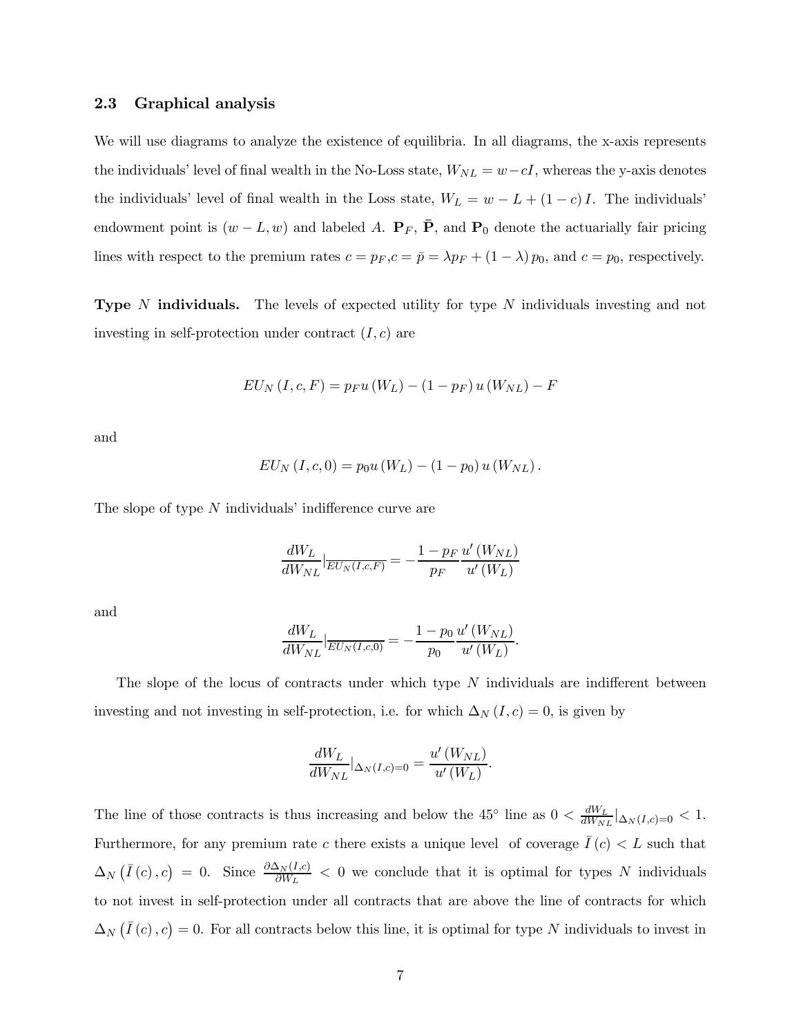### 2.3 Graphical analysis

We will use diagrams to analyze the existence of equilibria. In all diagrams, the x-axis represents the individuals' level of final wealth in the No-Loss state, $W_{NL} = w - cI$, whereas the y-axis denotes the individuals' level of final wealth in the Loss state, $W_L = w - L + (1-c)I$. The individuals' endowment point is $(w - L, w)$ and labeled $A$. $\mathbf{P}_F$, $\bar{\mathbf{P}}$, and $\mathbf{P}_0$ denote the actuarially fair pricing lines with respect to the premium rates $c = p_F$,$c = \bar{p} = \lambda p_F + (1-\lambda) p_0$, and $c = p_0$, respectively.

**Type $N$ individuals.** The levels of expected utility for type $N$ individuals investing and not investing in self-protection under contract $(I, c)$ are

$$EU_N(I, c, F) = p_F u(W_L) - (1 - p_F) u(W_{NL}) - F$$

and

$$EU_N(I, c, 0) = p_0 u(W_L) - (1 - p_0) u(W_{NL}).$$

The slope of type $N$ individuals' indifference curve are

$$\frac{dW_L}{dW_{NL}}|_{\overline{EU_N(I,c,F)}} = -\frac{1 - p_F}{p_F} \frac{u'(W_{NL})}{u'(W_L)}$$

and

$$\frac{dW_L}{dW_{NL}}|_{\overline{EU_N(I,c,0)}} = -\frac{1 - p_0}{p_0} \frac{u'(W_{NL})}{u'(W_L)}.$$

The slope of the locus of contracts under which type $N$ individuals are indifferent between investing and not investing in self-protection, i.e. for which $\Delta_N(I, c) = 0$, is given by

$$\frac{dW_L}{dW_{NL}}|_{\Delta_N(I,c)=0} = \frac{u'(W_{NL})}{u'(W_L)}.$$

The line of those contracts is thus increasing and below the $45^\circ$ line as $0 < \frac{dW_L}{dW_{NL}}|_{\Delta_N(I,c)=0} < 1$. Furthermore, for any premium rate $c$ there exists a unique level of coverage $\bar{I}(c) < L$ such that $\Delta_N(\bar{I}(c), c) = 0$. Since $\frac{\partial \Delta_N(I,c)}{\partial W_L} < 0$ we conclude that it is optimal for types $N$ individuals to not invest in self-protection under all contracts that are above the line of contracts for which $\Delta_N(\bar{I}(c), c) = 0$. For all contracts below this line, it is optimal for type $N$ individuals to invest in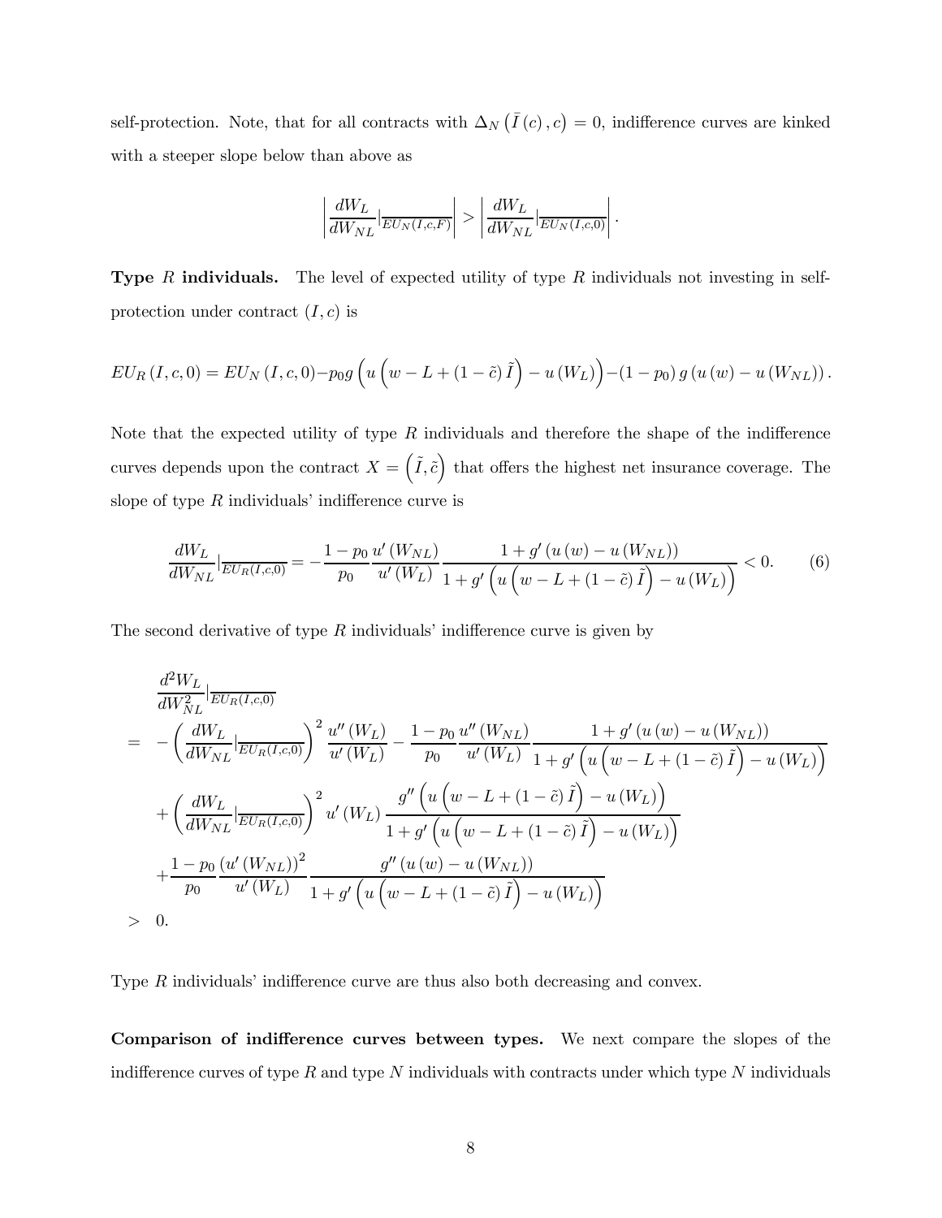self-protection. Note, that for all contracts with $\Delta_N\left(\bar{I}(c), c\right) = 0$, indifference curves are kinked with a steeper slope below than above as

$$\left|\frac{dW_L}{dW_{NL}}|_{\overline{EU_N(I,c,F)}}\right| > \left|\frac{dW_L}{dW_{NL}}|_{\overline{EU_N(I,c,0)}}\right|.$$

**Type $R$ individuals.** The level of expected utility of type $R$ individuals not investing in self-protection under contract $(I, c)$ is

$$EU_R(I,c,0) = EU_N(I,c,0) - p_0 g\left(u\left(w - L + (1-\tilde{c})\tilde{I}\right) - u(W_L)\right) - (1-p_0)\, g\left(u(w) - u(W_{NL})\right).$$

Note that the expected utility of type $R$ individuals and therefore the shape of the indifference curves depends upon the contract $X = \left(\tilde{I}, \tilde{c}\right)$ that offers the highest net insurance coverage. The slope of type $R$ individuals' indifference curve is

$$\frac{dW_L}{dW_{NL}}|_{\overline{EU_R(I,c,0)}} = -\frac{1-p_0}{p_0}\frac{u'(W_{NL})}{u'(W_L)}\frac{1+g'\left(u(w) - u(W_{NL})\right)}{1+g'\left(u\left(w-L+(1-\tilde{c})\tilde{I}\right) - u(W_L)\right)} < 0. \qquad (6)$$

The second derivative of type $R$ individuals' indifference curve is given by

$$\begin{aligned}
&\frac{d^2W_L}{dW_{NL}^2}|_{\overline{EU_R(I,c,0)}} \\
= \;& -\left(\frac{dW_L}{dW_{NL}}|_{\overline{EU_R(I,c,0)}}\right)^2 \frac{u''(W_L)}{u'(W_L)} - \frac{1-p_0}{p_0}\frac{u''(W_{NL})}{u'(W_L)}\frac{1+g'\left(u(w)-u(W_{NL})\right)}{1+g'\left(u\left(w-L+(1-\tilde{c})\tilde{I}\right)-u(W_L)\right)} \\
& + \left(\frac{dW_L}{dW_{NL}}|_{\overline{EU_R(I,c,0)}}\right)^2 u'(W_L)\,\frac{g''\left(u\left(w-L+(1-\tilde{c})\tilde{I}\right)-u(W_L)\right)}{1+g'\left(u\left(w-L+(1-\tilde{c})\tilde{I}\right)-u(W_L)\right)} \\
& + \frac{1-p_0}{p_0}\frac{\left(u'(W_{NL})\right)^2}{u'(W_L)}\frac{g''\left(u(w)-u(W_{NL})\right)}{1+g'\left(u\left(w-L+(1-\tilde{c})\tilde{I}\right)-u(W_L)\right)} \\
> \;& 0.
\end{aligned}$$

Type $R$ individuals' indifference curve are thus also both decreasing and convex.

**Comparison of indifference curves between types.** We next compare the slopes of the indifference curves of type $R$ and type $N$ individuals with contracts under which type $N$ individuals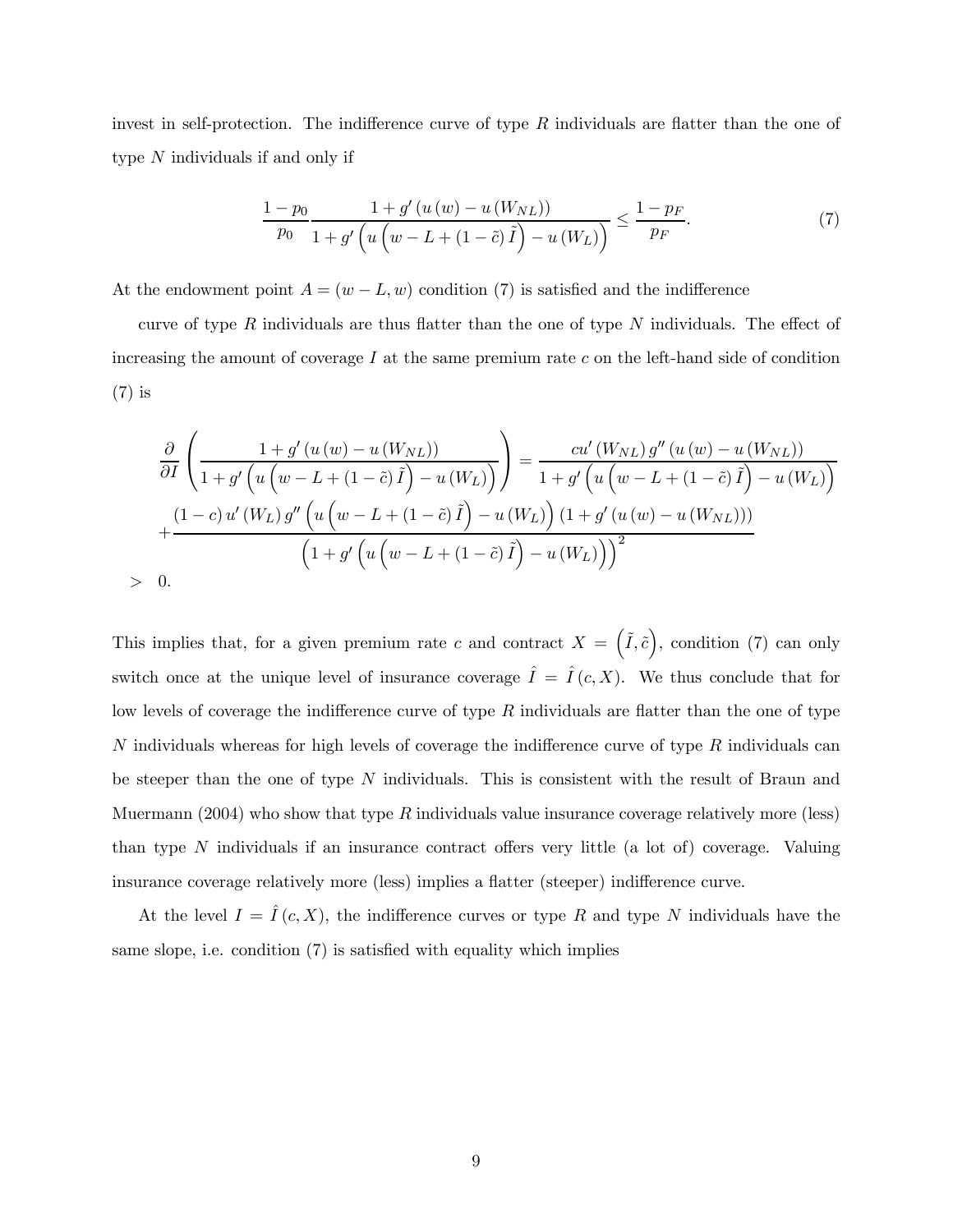invest in self-protection. The indifference curve of type $R$ individuals are flatter than the one of type $N$ individuals if and only if

$$\frac{1-p_0}{p_0}\frac{1+g'\left(u\left(w\right)-u\left(W_{NL}\right)\right)}{1+g'\left(u\left(w-L+\left(1-\tilde{c}\right)\tilde{I}\right)-u\left(W_L\right)\right)}\leq\frac{1-p_F}{p_F}. \tag{7}$$

At the endowment point $A=(w-L,w)$ condition (7) is satisfied and the indifference

curve of type $R$ individuals are thus flatter than the one of type $N$ individuals. The effect of increasing the amount of coverage $I$ at the same premium rate $c$ on the left-hand side of condition (7) is

$$\begin{aligned}
&\frac{\partial}{\partial I}\left(\frac{1+g'\left(u\left(w\right)-u\left(W_{NL}\right)\right)}{1+g'\left(u\left(w-L+\left(1-\tilde{c}\right)\tilde{I}\right)-u\left(W_L\right)\right)}\right)=\frac{cu'\left(W_{NL}\right)g''\left(u\left(w\right)-u\left(W_{NL}\right)\right)}{1+g'\left(u\left(w-L+\left(1-\tilde{c}\right)\tilde{I}\right)-u\left(W_L\right)\right)}\\
&+\frac{\left(1-c\right)u'\left(W_L\right)g''\left(u\left(w-L+\left(1-\tilde{c}\right)\tilde{I}\right)-u\left(W_L\right)\right)\left(1+g'\left(u\left(w\right)-u\left(W_{NL}\right)\right)\right)}{\left(1+g'\left(u\left(w-L+\left(1-\tilde{c}\right)\tilde{I}\right)-u\left(W_L\right)\right)\right)^2}\\
&>\ 0.
\end{aligned}$$

This implies that, for a given premium rate $c$ and contract $X=\left(\tilde{I},\tilde{c}\right)$, condition (7) can only switch once at the unique level of insurance coverage $\hat{I}=\hat{I}\left(c,X\right)$. We thus conclude that for low levels of coverage the indifference curve of type $R$ individuals are flatter than the one of type $N$ individuals whereas for high levels of coverage the indifference curve of type $R$ individuals can be steeper than the one of type $N$ individuals. This is consistent with the result of Braun and Muermann (2004) who show that type $R$ individuals value insurance coverage relatively more (less) than type $N$ individuals if an insurance contract offers very little (a lot of) coverage. Valuing insurance coverage relatively more (less) implies a flatter (steeper) indifference curve.

At the level $I=\hat{I}\left(c,X\right)$, the indifference curves or type $R$ and type $N$ individuals have the same slope, i.e. condition (7) is satisfied with equality which implies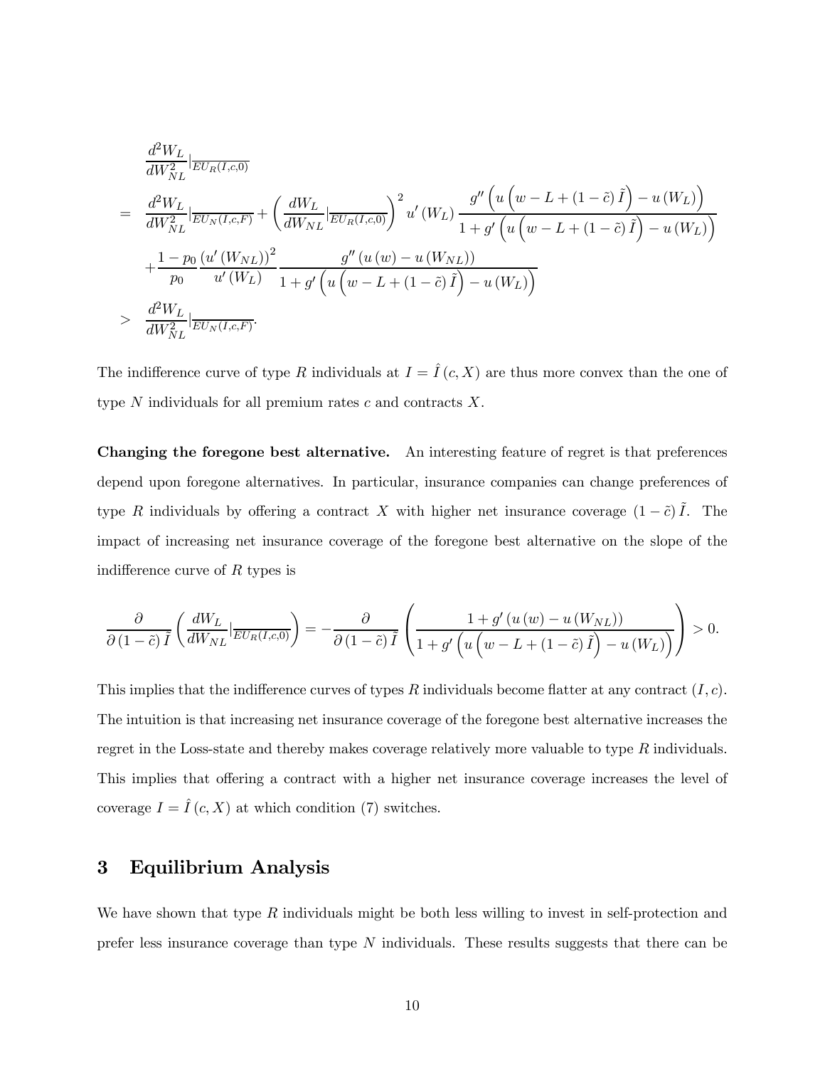$$
\begin{aligned}
&\frac{d^2 W_L}{dW_{NL}^2}|_{\overline{EU_R(I,c,0)}} \\
= \quad & \frac{d^2 W_L}{dW_{NL}^2}|_{\overline{EU_N(I,c,F)}} + \left(\frac{dW_L}{dW_{NL}}|_{\overline{EU_R(I,c,0)}}\right)^2 u'(W_L) \frac{g''\left(u\left(w - L + (1-\tilde{c})\tilde{I}\right) - u(W_L)\right)}{1 + g'\left(u\left(w - L + (1-\tilde{c})\tilde{I}\right) - u(W_L)\right)} \\
& + \frac{1-p_0}{p_0} \frac{(u'(W_{NL}))^2}{u'(W_L)} \frac{g''(u(w) - u(W_{NL}))}{1 + g'\left(u\left(w - L + (1-\tilde{c})\tilde{I}\right) - u(W_L)\right)} \\
> \quad & \frac{d^2 W_L}{dW_{NL}^2}|_{\overline{EU_N(I,c,F)}}.
\end{aligned}
$$

The indifference curve of type $R$ individuals at $I = \hat{I}(c, X)$ are thus more convex than the one of type $N$ individuals for all premium rates $c$ and contracts $X$.

**Changing the foregone best alternative.** An interesting feature of regret is that preferences depend upon foregone alternatives. In particular, insurance companies can change preferences of type $R$ individuals by offering a contract $X$ with higher net insurance coverage $(1-\tilde{c})\tilde{I}$. The impact of increasing net insurance coverage of the foregone best alternative on the slope of the indifference curve of $R$ types is

$$
\frac{\partial}{\partial (1-\tilde{c})\tilde{I}} \left(\frac{dW_L}{dW_{NL}}|_{\overline{EU_R(I,c,0)}}\right) = -\frac{\partial}{\partial (1-\tilde{c})\tilde{I}} \left(\frac{1 + g'(u(w) - u(W_{NL}))}{1 + g'\left(u\left(w - L + (1-\tilde{c})\tilde{I}\right) - u(W_L)\right)}\right) > 0.
$$

This implies that the indifference curves of types $R$ individuals become flatter at any contract $(I, c)$. The intuition is that increasing net insurance coverage of the foregone best alternative increases the regret in the Loss-state and thereby makes coverage relatively more valuable to type $R$ individuals. This implies that offering a contract with a higher net insurance coverage increases the level of coverage $I = \hat{I}(c, X)$ at which condition (7) switches.

## 3 Equilibrium Analysis

We have shown that type $R$ individuals might be both less willing to invest in self-protection and prefer less insurance coverage than type $N$ individuals. These results suggests that there can be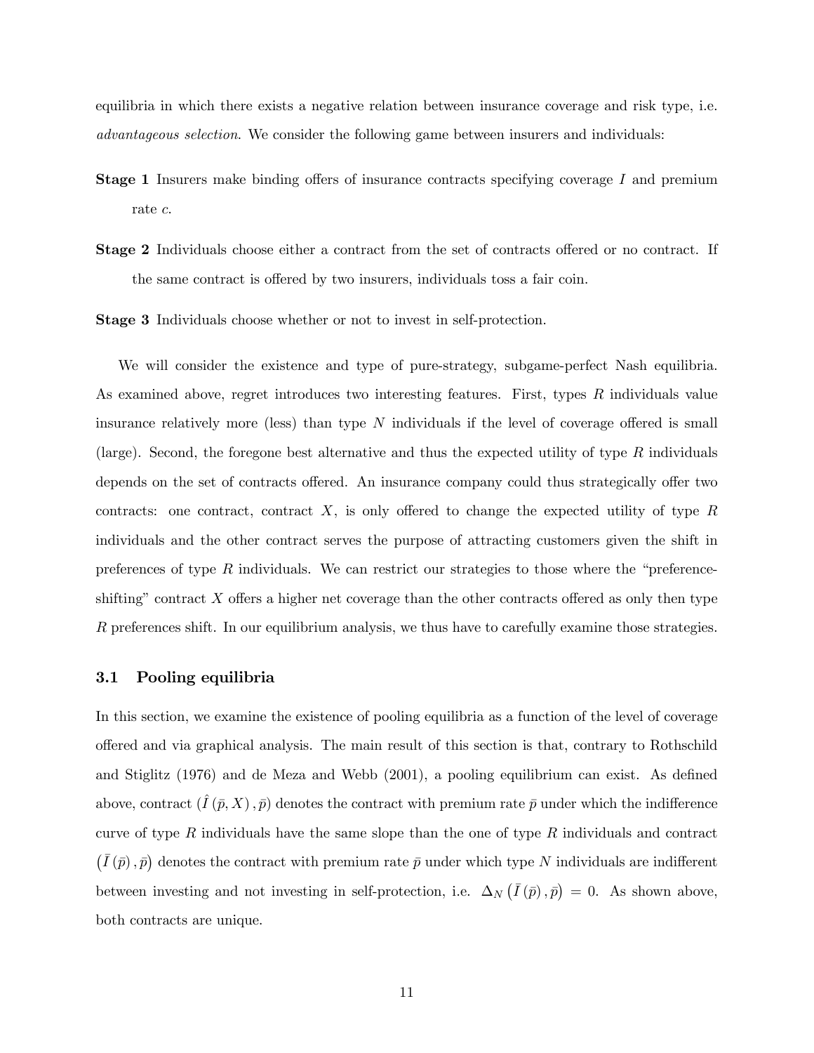equilibria in which there exists a negative relation between insurance coverage and risk type, i.e. *advantageous selection*. We consider the following game between insurers and individuals:

**Stage 1** Insurers make binding offers of insurance contracts specifying coverage $I$ and premium rate $c$.

**Stage 2** Individuals choose either a contract from the set of contracts offered or no contract. If the same contract is offered by two insurers, individuals toss a fair coin.

**Stage 3** Individuals choose whether or not to invest in self-protection.

We will consider the existence and type of pure-strategy, subgame-perfect Nash equilibria. As examined above, regret introduces two interesting features. First, types $R$ individuals value insurance relatively more (less) than type $N$ individuals if the level of coverage offered is small (large). Second, the foregone best alternative and thus the expected utility of type $R$ individuals depends on the set of contracts offered. An insurance company could thus strategically offer two contracts: one contract, contract $X$, is only offered to change the expected utility of type $R$ individuals and the other contract serves the purpose of attracting customers given the shift in preferences of type $R$ individuals. We can restrict our strategies to those where the "preference-shifting" contract $X$ offers a higher net coverage than the other contracts offered as only then type $R$ preferences shift. In our equilibrium analysis, we thus have to carefully examine those strategies.

### 3.1 Pooling equilibria

In this section, we examine the existence of pooling equilibria as a function of the level of coverage offered and via graphical analysis. The main result of this section is that, contrary to Rothschild and Stiglitz (1976) and de Meza and Webb (2001), a pooling equilibrium can exist. As defined above, contract $(\hat{I}(\bar{p}, X), \bar{p})$ denotes the contract with premium rate $\bar{p}$ under which the indifference curve of type $R$ individuals have the same slope than the one of type $R$ individuals and contract $(\bar{I}(\bar{p}), \bar{p})$ denotes the contract with premium rate $\bar{p}$ under which type $N$ individuals are indifferent between investing and not investing in self-protection, i.e. $\Delta_N(\bar{I}(\bar{p}), \bar{p}) = 0$. As shown above, both contracts are unique.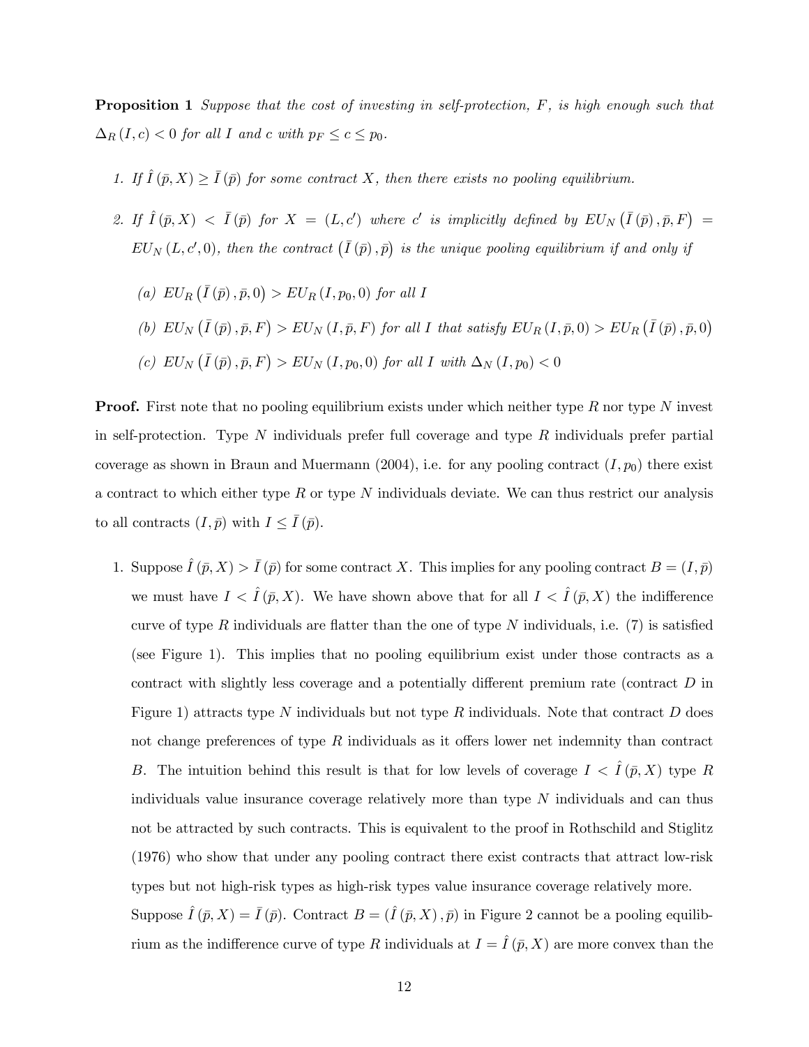**Proposition 1** *Suppose that the cost of investing in self-protection, $F$, is high enough such that $\Delta_R(I, c) < 0$ for all $I$ and $c$ with $p_F \leq c \leq p_0$.*

1. *If $\hat{I}(\bar{p}, X) \geq \bar{I}(\bar{p})$ for some contract $X$, then there exists no pooling equilibrium.*

2. *If $\hat{I}(\bar{p}, X) < \bar{I}(\bar{p})$ for $X = (L, c')$ where $c'$ is implicitly defined by $EU_N(\bar{I}(\bar{p}), \bar{p}, F) = EU_N(L, c', 0)$, then the contract $(\bar{I}(\bar{p}), \bar{p})$ is the unique pooling equilibrium if and only if*

   *(a) $EU_R(\bar{I}(\bar{p}), \bar{p}, 0) > EU_R(I, p_0, 0)$ for all $I$*

   *(b) $EU_N(\bar{I}(\bar{p}), \bar{p}, F) > EU_N(I, \bar{p}, F)$ for all $I$ that satisfy $EU_R(I, \bar{p}, 0) > EU_R(\bar{I}(\bar{p}), \bar{p}, 0)$*

   *(c) $EU_N(\bar{I}(\bar{p}), \bar{p}, F) > EU_N(I, p_0, 0)$ for all $I$ with $\Delta_N(I, p_0) < 0$*

**Proof.** First note that no pooling equilibrium exists under which neither type $R$ nor type $N$ invest in self-protection. Type $N$ individuals prefer full coverage and type $R$ individuals prefer partial coverage as shown in Braun and Muermann (2004), i.e. for any pooling contract $(I, p_0)$ there exist a contract to which either type $R$ or type $N$ individuals deviate. We can thus restrict our analysis to all contracts $(I, \bar{p})$ with $I \leq \bar{I}(\bar{p})$.

1. Suppose $\hat{I}(\bar{p}, X) > \bar{I}(\bar{p})$ for some contract $X$. This implies for any pooling contract $B = (I, \bar{p})$ we must have $I < \hat{I}(\bar{p}, X)$. We have shown above that for all $I < \hat{I}(\bar{p}, X)$ the indifference curve of type $R$ individuals are flatter than the one of type $N$ individuals, i.e. (7) is satisfied (see Figure 1). This implies that no pooling equilibrium exist under those contracts as a contract with slightly less coverage and a potentially different premium rate (contract $D$ in Figure 1) attracts type $N$ individuals but not type $R$ individuals. Note that contract $D$ does not change preferences of type $R$ individuals as it offers lower net indemnity than contract $B$. The intuition behind this result is that for low levels of coverage $I < \hat{I}(\bar{p}, X)$ type $R$ individuals value insurance coverage relatively more than type $N$ individuals and can thus not be attracted by such contracts. This is equivalent to the proof in Rothschild and Stiglitz (1976) who show that under any pooling contract there exist contracts that attract low-risk types but not high-risk types as high-risk types value insurance coverage relatively more.

   Suppose $\hat{I}(\bar{p}, X) = \bar{I}(\bar{p})$. Contract $B = (\hat{I}(\bar{p}, X), \bar{p})$ in Figure 2 cannot be a pooling equilibrium as the indifference curve of type $R$ individuals at $I = \hat{I}(\bar{p}, X)$ are more convex than the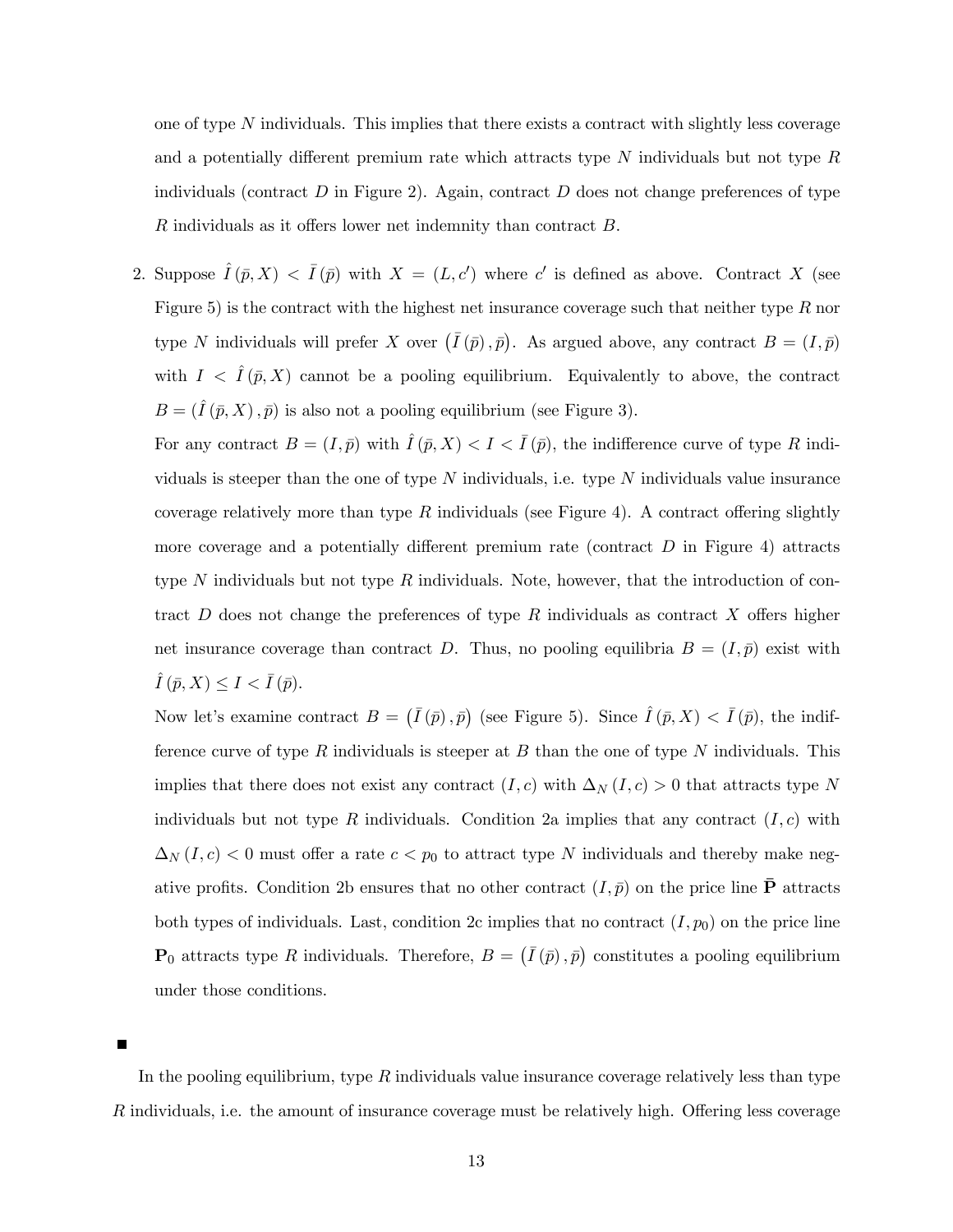one of type $N$ individuals. This implies that there exists a contract with slightly less coverage and a potentially different premium rate which attracts type $N$ individuals but not type $R$ individuals (contract $D$ in Figure 2). Again, contract $D$ does not change preferences of type $R$ individuals as it offers lower net indemnity than contract $B$.

2. Suppose $\hat{I}(\bar{p}, X) < \bar{I}(\bar{p})$ with $X = (L, c')$ where $c'$ is defined as above. Contract $X$ (see Figure 5) is the contract with the highest net insurance coverage such that neither type $R$ nor type $N$ individuals will prefer $X$ over $(\bar{I}(\bar{p}), \bar{p})$. As argued above, any contract $B = (I, \bar{p})$ with $I < \hat{I}(\bar{p}, X)$ cannot be a pooling equilibrium. Equivalently to above, the contract $B = (\hat{I}(\bar{p}, X), \bar{p})$ is also not a pooling equilibrium (see Figure 3).

   For any contract $B = (I, \bar{p})$ with $\hat{I}(\bar{p}, X) < I < \bar{I}(\bar{p})$, the indifference curve of type $R$ individuals is steeper than the one of type $N$ individuals, i.e. type $N$ individuals value insurance coverage relatively more than type $R$ individuals (see Figure 4). A contract offering slightly more coverage and a potentially different premium rate (contract $D$ in Figure 4) attracts type $N$ individuals but not type $R$ individuals. Note, however, that the introduction of contract $D$ does not change the preferences of type $R$ individuals as contract $X$ offers higher net insurance coverage than contract $D$. Thus, no pooling equilibria $B = (I, \bar{p})$ exist with $\hat{I}(\bar{p}, X) \leq I < \bar{I}(\bar{p})$.

   Now let's examine contract $B = (\bar{I}(\bar{p}), \bar{p})$ (see Figure 5). Since $\hat{I}(\bar{p}, X) < \bar{I}(\bar{p})$, the indifference curve of type $R$ individuals is steeper at $B$ than the one of type $N$ individuals. This implies that there does not exist any contract $(I, c)$ with $\Delta_N(I, c) > 0$ that attracts type $N$ individuals but not type $R$ individuals. Condition 2a implies that any contract $(I, c)$ with $\Delta_N(I, c) < 0$ must offer a rate $c < p_0$ to attract type $N$ individuals and thereby make negative profits. Condition 2b ensures that no other contract $(I, \bar{p})$ on the price line $\bar{\mathbf{P}}$ attracts both types of individuals. Last, condition 2c implies that no contract $(I, p_0)$ on the price line $\mathbf{P}_0$ attracts type $R$ individuals. Therefore, $B = (\bar{I}(\bar{p}), \bar{p})$ constitutes a pooling equilibrium under those conditions.

■

In the pooling equilibrium, type $R$ individuals value insurance coverage relatively less than type $R$ individuals, i.e. the amount of insurance coverage must be relatively high. Offering less coverage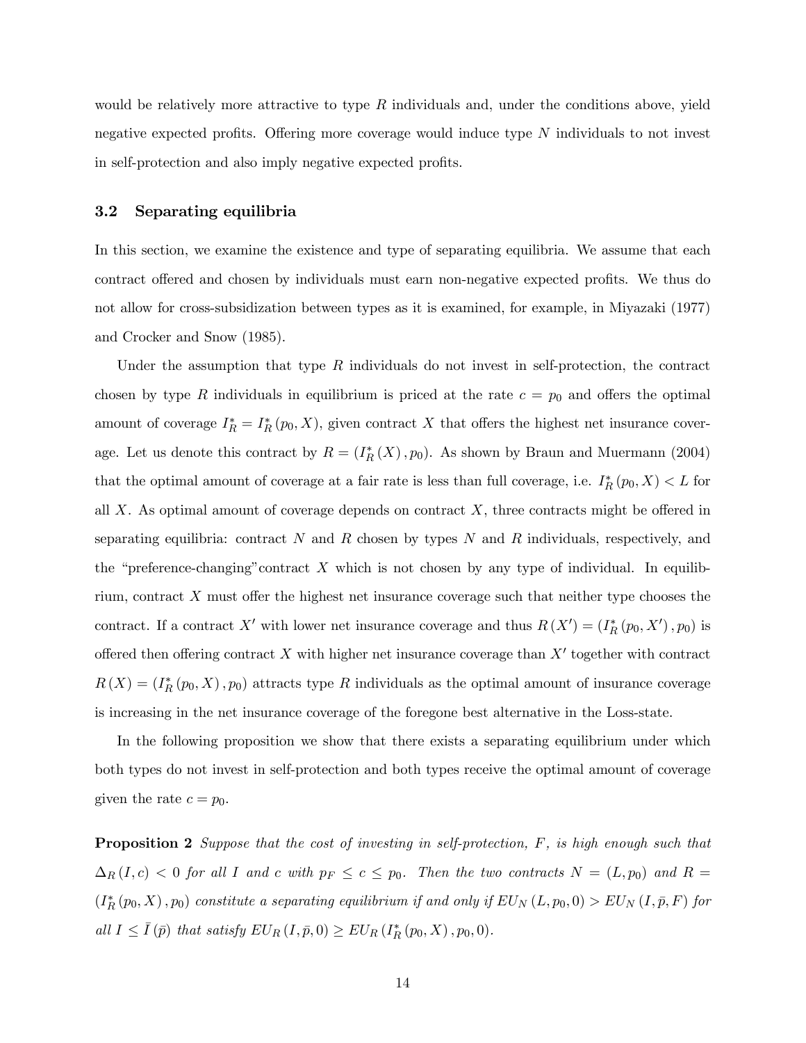would be relatively more attractive to type $R$ individuals and, under the conditions above, yield negative expected profits. Offering more coverage would induce type $N$ individuals to not invest in self-protection and also imply negative expected profits.

### 3.2 Separating equilibria

In this section, we examine the existence and type of separating equilibria. We assume that each contract offered and chosen by individuals must earn non-negative expected profits. We thus do not allow for cross-subsidization between types as it is examined, for example, in Miyazaki (1977) and Crocker and Snow (1985).

Under the assumption that type $R$ individuals do not invest in self-protection, the contract chosen by type $R$ individuals in equilibrium is priced at the rate $c = p_0$ and offers the optimal amount of coverage $I_R^* = I_R^*(p_0, X)$, given contract $X$ that offers the highest net insurance coverage. Let us denote this contract by $R = (I_R^*(X), p_0)$. As shown by Braun and Muermann (2004) that the optimal amount of coverage at a fair rate is less than full coverage, i.e. $I_R^*(p_0, X) < L$ for all $X$. As optimal amount of coverage depends on contract $X$, three contracts might be offered in separating equilibria: contract $N$ and $R$ chosen by types $N$ and $R$ individuals, respectively, and the "preference-changing"contract $X$ which is not chosen by any type of individual. In equilibrium, contract $X$ must offer the highest net insurance coverage such that neither type chooses the contract. If a contract $X'$ with lower net insurance coverage and thus $R(X') = (I_R^*(p_0, X'), p_0)$ is offered then offering contract $X$ with higher net insurance coverage than $X'$ together with contract $R(X) = (I_R^*(p_0, X), p_0)$ attracts type $R$ individuals as the optimal amount of insurance coverage is increasing in the net insurance coverage of the foregone best alternative in the Loss-state.

In the following proposition we show that there exists a separating equilibrium under which both types do not invest in self-protection and both types receive the optimal amount of coverage given the rate $c = p_0$.

**Proposition 2** *Suppose that the cost of investing in self-protection, $F$, is high enough such that $\Delta_R(I, c) < 0$ for all $I$ and $c$ with $p_F \leq c \leq p_0$. Then the two contracts $N = (L, p_0)$ and $R = (I_R^*(p_0, X), p_0)$ constitute a separating equilibrium if and only if $EU_N(L, p_0, 0) > EU_N(I, \bar{p}, F)$ for all $I \leq \bar{I}(\bar{p})$ that satisfy $EU_R(I, \bar{p}, 0) \geq EU_R(I_R^*(p_0, X), p_0, 0)$.*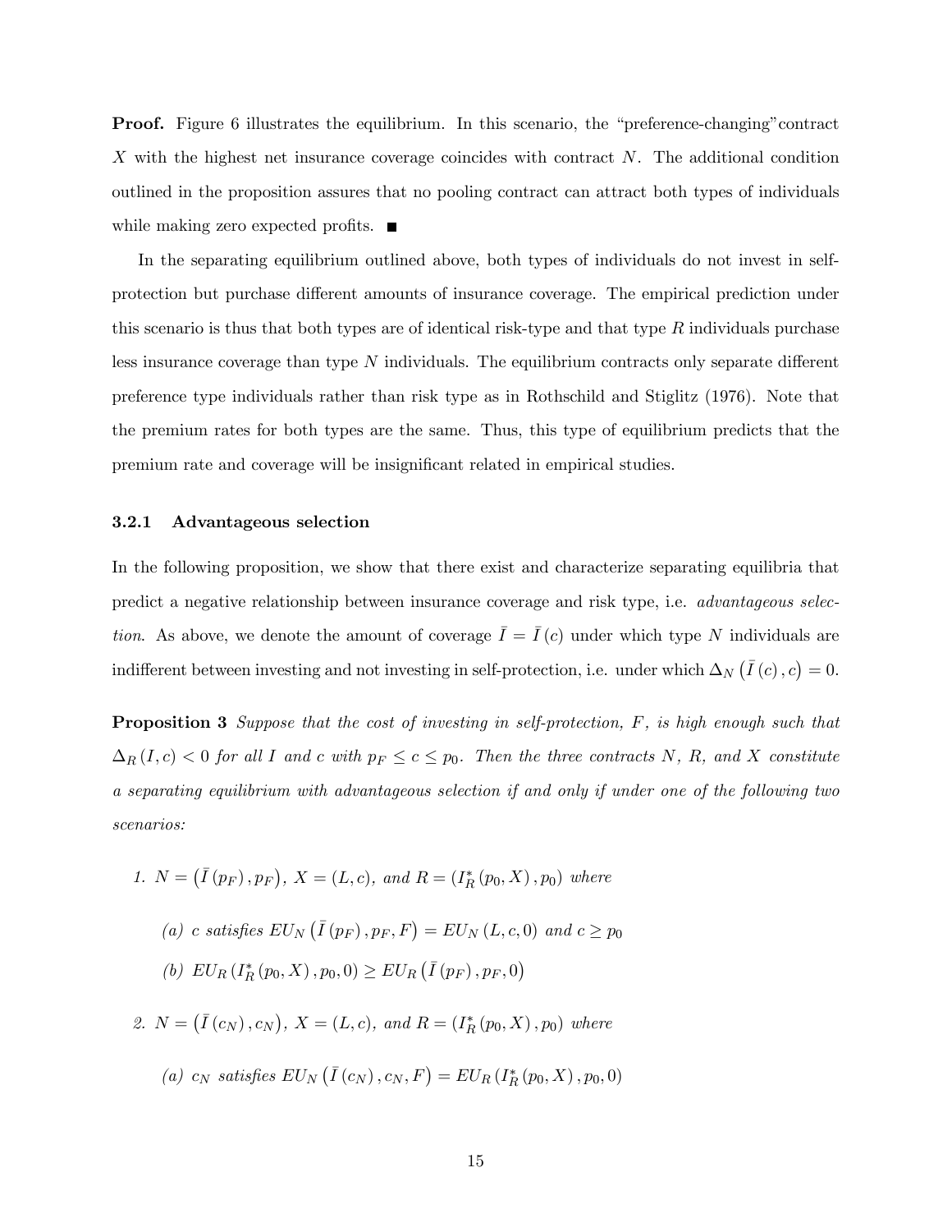**Proof.** Figure 6 illustrates the equilibrium. In this scenario, the "preference-changing"contract $X$ with the highest net insurance coverage coincides with contract $N$. The additional condition outlined in the proposition assures that no pooling contract can attract both types of individuals while making zero expected profits. ■

In the separating equilibrium outlined above, both types of individuals do not invest in self-protection but purchase different amounts of insurance coverage. The empirical prediction under this scenario is thus that both types are of identical risk-type and that type $R$ individuals purchase less insurance coverage than type $N$ individuals. The equilibrium contracts only separate different preference type individuals rather than risk type as in Rothschild and Stiglitz (1976). Note that the premium rates for both types are the same. Thus, this type of equilibrium predicts that the premium rate and coverage will be insignificant related in empirical studies.

### 3.2.1 Advantageous selection

In the following proposition, we show that there exist and characterize separating equilibria that predict a negative relationship between insurance coverage and risk type, i.e. *advantageous selection*. As above, we denote the amount of coverage $\bar{I} = \bar{I}(c)$ under which type $N$ individuals are indifferent between investing and not investing in self-protection, i.e. under which $\Delta_N\left(\bar{I}(c), c\right) = 0$.

**Proposition 3** *Suppose that the cost of investing in self-protection, $F$, is high enough such that $\Delta_R(I, c) < 0$ for all $I$ and $c$ with $p_F \leq c \leq p_0$. Then the three contracts $N$, $R$, and $X$ constitute a separating equilibrium with advantageous selection if and only if under one of the following two scenarios:*

1. *$N = \left(\bar{I}(p_F), p_F\right)$, $X = (L, c)$, and $R = (I_R^*(p_0, X), p_0)$ where*
   - *(a) $c$ satisfies $EU_N\left(\bar{I}(p_F), p_F, F\right) = EU_N(L, c, 0)$ and $c \geq p_0$*
   - *(b) $EU_R(I_R^*(p_0, X), p_0, 0) \geq EU_R\left(\bar{I}(p_F), p_F, 0\right)$*
2. *$N = \left(\bar{I}(c_N), c_N\right)$, $X = (L, c)$, and $R = (I_R^*(p_0, X), p_0)$ where*
   - *(a) $c_N$ satisfies $EU_N\left(\bar{I}(c_N), c_N, F\right) = EU_R(I_R^*(p_0, X), p_0, 0)$*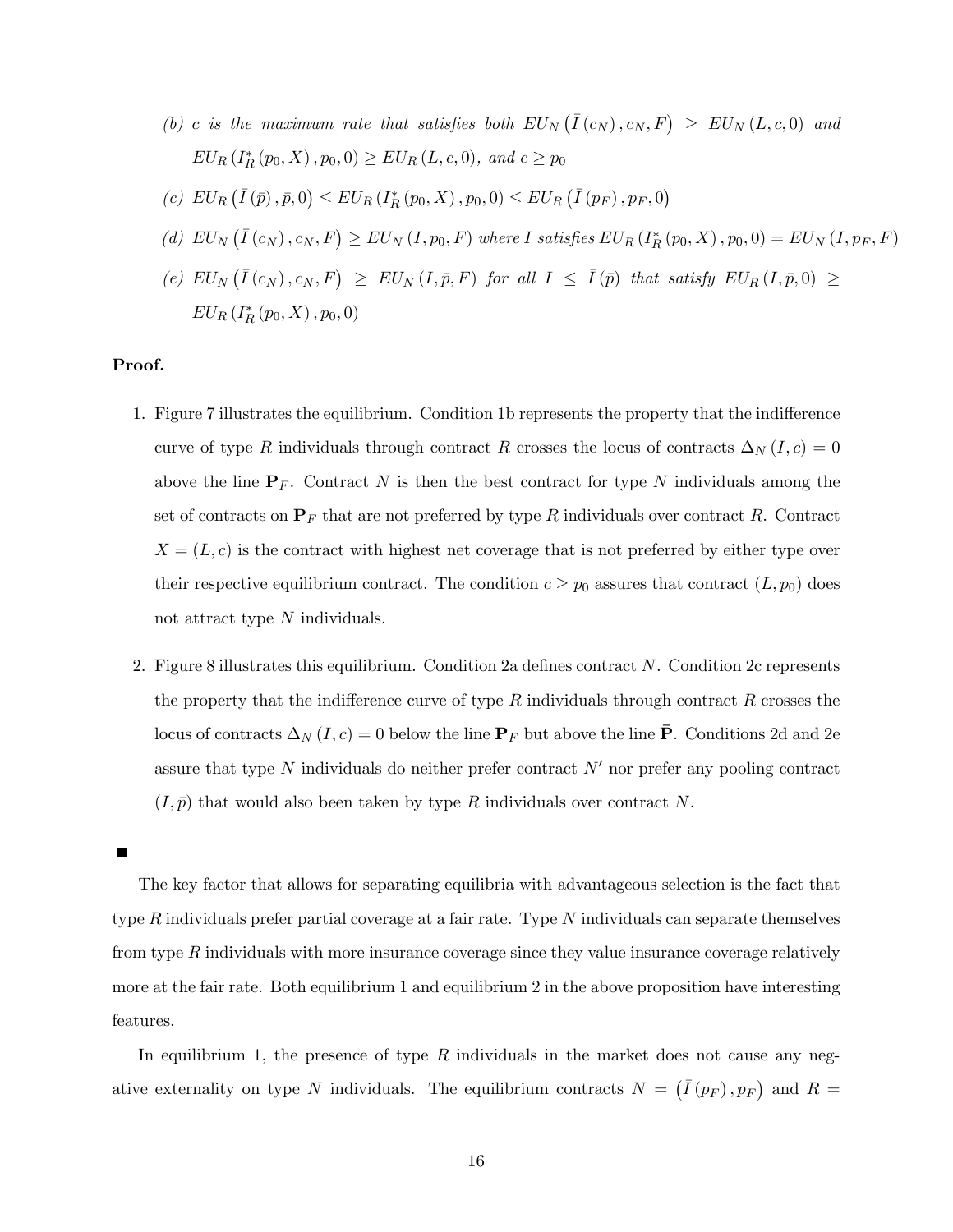*(b) $c$ is the maximum rate that satisfies both $EU_N\left(\bar{I}\left(c_N\right), c_N, F\right) \geq EU_N\left(L, c, 0\right)$ and $EU_R\left(I_R^*\left(p_0, X\right), p_0, 0\right) \geq EU_R\left(L, c, 0\right)$, and $c \geq p_0$*

*(c) $EU_R\left(\bar{I}\left(\bar{p}\right), \bar{p}, 0\right) \leq EU_R\left(I_R^*\left(p_0, X\right), p_0, 0\right) \leq EU_R\left(\bar{I}\left(p_F\right), p_F, 0\right)$*

*(d) $EU_N\left(\bar{I}\left(c_N\right), c_N, F\right) \geq EU_N\left(I, p_0, F\right)$ where $I$ satisfies $EU_R\left(I_R^*\left(p_0, X\right), p_0, 0\right) = EU_N\left(I, p_F, F\right)$*

*(e) $EU_N\left(\bar{I}\left(c_N\right), c_N, F\right) \geq EU_N\left(I, \bar{p}, F\right)$ for all $I \leq \bar{I}\left(\bar{p}\right)$ that satisfy $EU_R\left(I, \bar{p}, 0\right) \geq EU_R\left(I_R^*\left(p_0, X\right), p_0, 0\right)$*

**Proof.**

1. Figure 7 illustrates the equilibrium. Condition 1b represents the property that the indifference curve of type $R$ individuals through contract $R$ crosses the locus of contracts $\Delta_N\left(I, c\right) = 0$ above the line $\mathbf{P}_F$. Contract $N$ is then the best contract for type $N$ individuals among the set of contracts on $\mathbf{P}_F$ that are not preferred by type $R$ individuals over contract $R$. Contract $X = \left(L, c\right)$ is the contract with highest net coverage that is not preferred by either type over their respective equilibrium contract. The condition $c \geq p_0$ assures that contract $\left(L, p_0\right)$ does not attract type $N$ individuals.

2. Figure 8 illustrates this equilibrium. Condition 2a defines contract $N$. Condition 2c represents the property that the indifference curve of type $R$ individuals through contract $R$ crosses the locus of contracts $\Delta_N\left(I, c\right) = 0$ below the line $\mathbf{P}_F$ but above the line $\bar{\mathbf{P}}$. Conditions 2d and 2e assure that type $N$ individuals do neither prefer contract $N'$ nor prefer any pooling contract $\left(I, \bar{p}\right)$ that would also been taken by type $R$ individuals over contract $N$.

■

The key factor that allows for separating equilibria with advantageous selection is the fact that type $R$ individuals prefer partial coverage at a fair rate. Type $N$ individuals can separate themselves from type $R$ individuals with more insurance coverage since they value insurance coverage relatively more at the fair rate. Both equilibrium 1 and equilibrium 2 in the above proposition have interesting features.

In equilibrium 1, the presence of type $R$ individuals in the market does not cause any negative externality on type $N$ individuals. The equilibrium contracts $N = \left(\bar{I}\left(p_F\right), p_F\right)$ and $R =$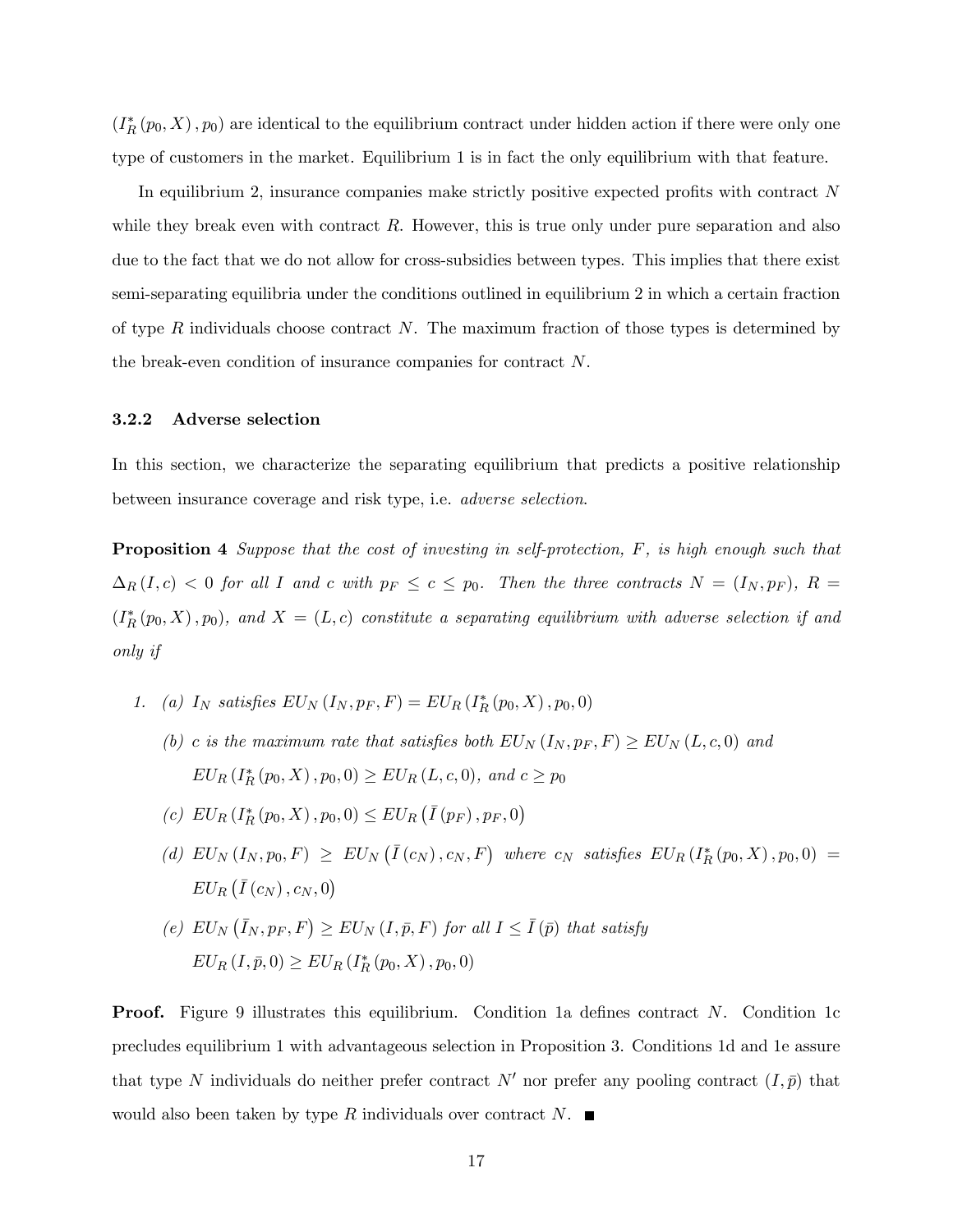$(I_R^*(p_0, X), p_0)$ are identical to the equilibrium contract under hidden action if there were only one type of customers in the market. Equilibrium 1 is in fact the only equilibrium with that feature.

In equilibrium 2, insurance companies make strictly positive expected profits with contract $N$ while they break even with contract $R$. However, this is true only under pure separation and also due to the fact that we do not allow for cross-subsidies between types. This implies that there exist semi-separating equilibria under the conditions outlined in equilibrium 2 in which a certain fraction of type $R$ individuals choose contract $N$. The maximum fraction of those types is determined by the break-even condition of insurance companies for contract $N$.

### 3.2.2 Adverse selection

In this section, we characterize the separating equilibrium that predicts a positive relationship between insurance coverage and risk type, i.e. *adverse selection*.

**Proposition 4** *Suppose that the cost of investing in self-protection, $F$, is high enough such that $\Delta_R(I, c) < 0$ for all $I$ and $c$ with $p_F \le c \le p_0$. Then the three contracts $N = (I_N, p_F)$, $R = (I_R^*(p_0, X), p_0)$, and $X = (L, c)$ constitute a separating equilibrium with adverse selection if and only if*

1. *(a) $I_N$ satisfies $EU_N(I_N, p_F, F) = EU_R(I_R^*(p_0, X), p_0, 0)$*

   *(b) $c$ is the maximum rate that satisfies both $EU_N(I_N, p_F, F) \ge EU_N(L, c, 0)$ and $EU_R(I_R^*(p_0, X), p_0, 0) \ge EU_R(L, c, 0)$, and $c \ge p_0$*

   *(c) $EU_R(I_R^*(p_0, X), p_0, 0) \le EU_R(\bar{I}(p_F), p_F, 0)$*

   *(d) $EU_N(I_N, p_0, F) \ge EU_N(\bar{I}(c_N), c_N, F)$ where $c_N$ satisfies $EU_R(I_R^*(p_0, X), p_0, 0) = EU_R(\bar{I}(c_N), c_N, 0)$*

   *(e) $EU_N(\bar{I}_N, p_F, F) \ge EU_N(I, \bar{p}, F)$ for all $I \le \bar{I}(\bar{p})$ that satisfy $EU_R(I, \bar{p}, 0) \ge EU_R(I_R^*(p_0, X), p_0, 0)$*

**Proof.** Figure 9 illustrates this equilibrium. Condition 1a defines contract $N$. Condition 1c precludes equilibrium 1 with advantageous selection in Proposition 3. Conditions 1d and 1e assure that type $N$ individuals do neither prefer contract $N'$ nor prefer any pooling contract $(I, \bar{p})$ that would also been taken by type $R$ individuals over contract $N$. ■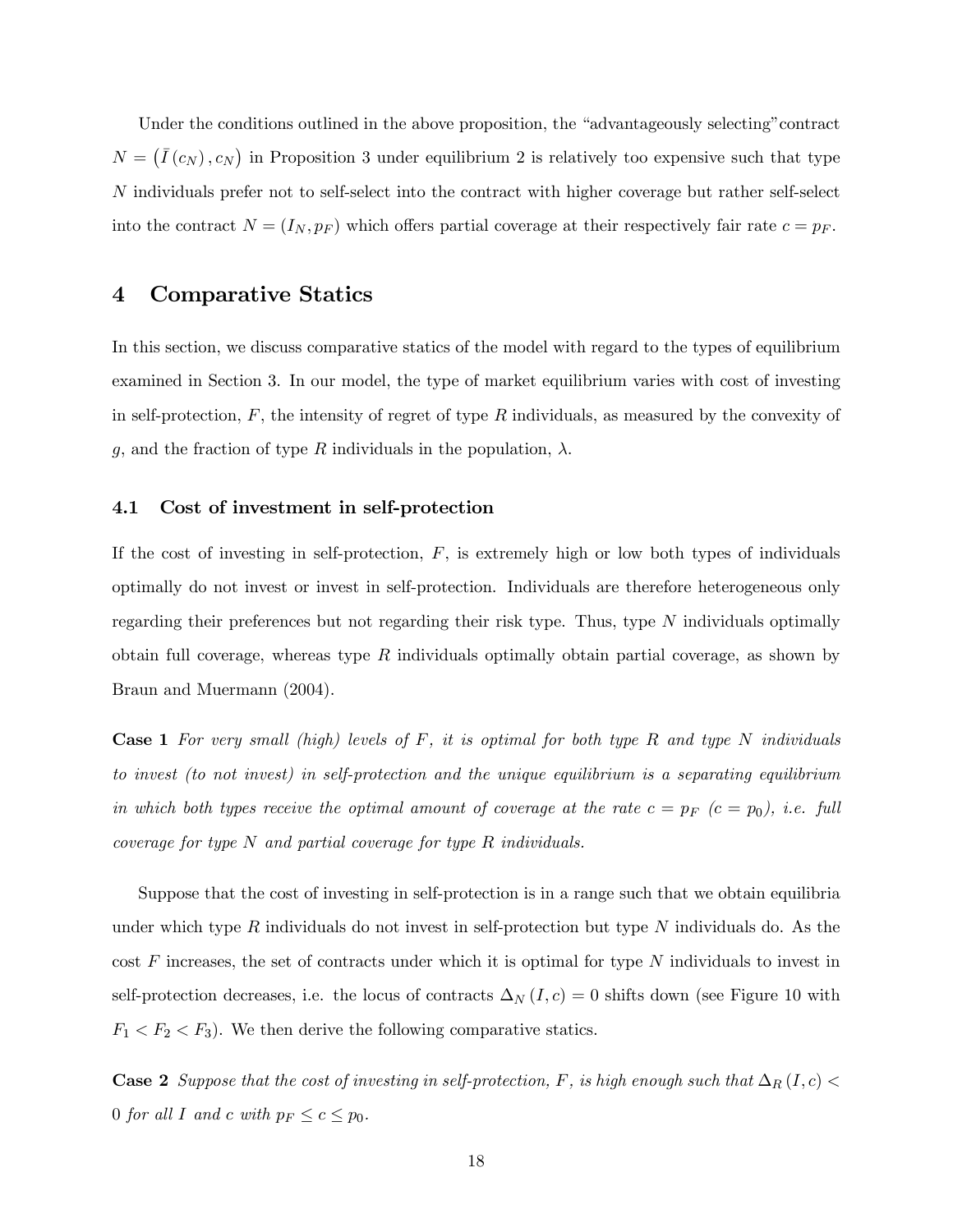Under the conditions outlined in the above proposition, the "advantageously selecting" contract $N = \left(\bar{I}\left(c_N\right), c_N\right)$ in Proposition 3 under equilibrium 2 is relatively too expensive such that type $N$ individuals prefer not to self-select into the contract with higher coverage but rather self-select into the contract $N = (I_N, p_F)$ which offers partial coverage at their respectively fair rate $c = p_F$.

## 4 Comparative Statics

In this section, we discuss comparative statics of the model with regard to the types of equilibrium examined in Section 3. In our model, the type of market equilibrium varies with cost of investing in self-protection, $F$, the intensity of regret of type $R$ individuals, as measured by the convexity of $g$, and the fraction of type $R$ individuals in the population, $\lambda$.

### 4.1 Cost of investment in self-protection

If the cost of investing in self-protection, $F$, is extremely high or low both types of individuals optimally do not invest or invest in self-protection. Individuals are therefore heterogeneous only regarding their preferences but not regarding their risk type. Thus, type $N$ individuals optimally obtain full coverage, whereas type $R$ individuals optimally obtain partial coverage, as shown by Braun and Muermann (2004).

**Case 1** *For very small (high) levels of $F$, it is optimal for both type $R$ and type $N$ individuals to invest (to not invest) in self-protection and the unique equilibrium is a separating equilibrium in which both types receive the optimal amount of coverage at the rate $c = p_F$ ($c = p_0$), i.e. full coverage for type $N$ and partial coverage for type $R$ individuals.*

Suppose that the cost of investing in self-protection is in a range such that we obtain equilibria under which type $R$ individuals do not invest in self-protection but type $N$ individuals do. As the cost $F$ increases, the set of contracts under which it is optimal for type $N$ individuals to invest in self-protection decreases, i.e. the locus of contracts $\Delta_N(I, c) = 0$ shifts down (see Figure 10 with $F_1 < F_2 < F_3$). We then derive the following comparative statics.

**Case 2** *Suppose that the cost of investing in self-protection, $F$, is high enough such that $\Delta_R(I, c) < 0$ for all $I$ and $c$ with $p_F \leq c \leq p_0$.*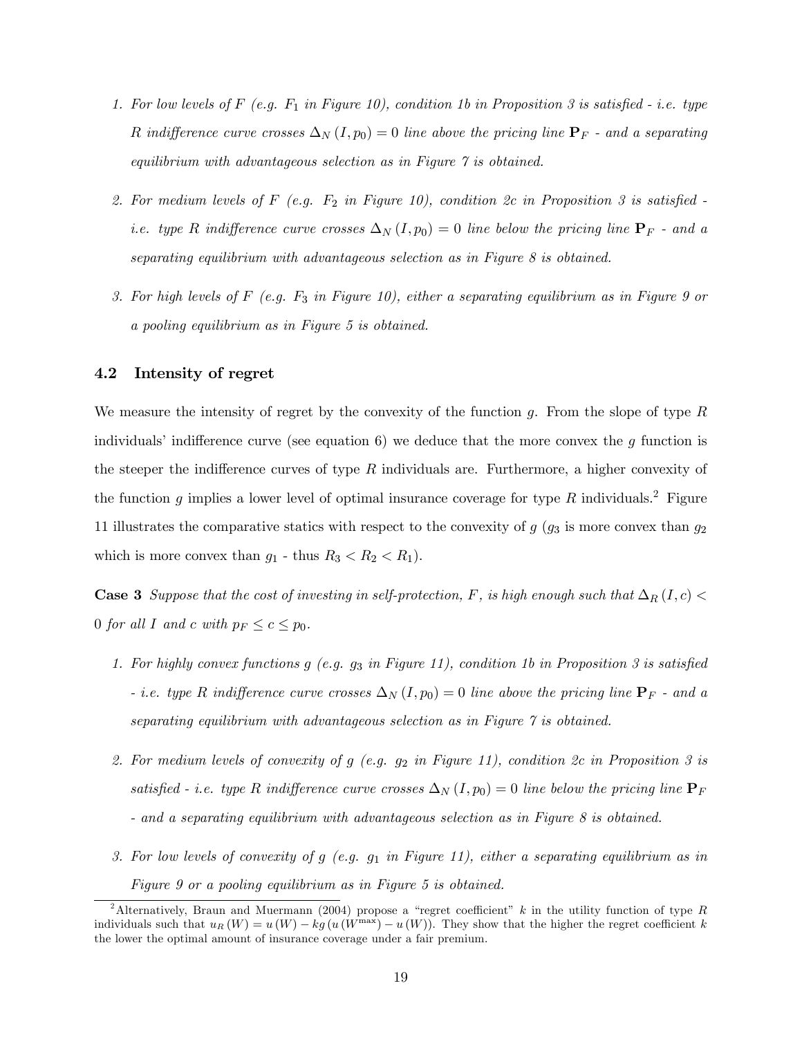1. *For low levels of $F$ (e.g. $F_1$ in Figure 10), condition 1b in Proposition 3 is satisfied - i.e. type $R$ indifference curve crosses $\Delta_N(I, p_0) = 0$ line above the pricing line $\mathbf{P}_F$ - and a separating equilibrium with advantageous selection as in Figure 7 is obtained.*

2. *For medium levels of $F$ (e.g. $F_2$ in Figure 10), condition 2c in Proposition 3 is satisfied - i.e. type $R$ indifference curve crosses $\Delta_N(I, p_0) = 0$ line below the pricing line $\mathbf{P}_F$ - and a separating equilibrium with advantageous selection as in Figure 8 is obtained.*

3. *For high levels of $F$ (e.g. $F_3$ in Figure 10), either a separating equilibrium as in Figure 9 or a pooling equilibrium as in Figure 5 is obtained.*

### 4.2 Intensity of regret

We measure the intensity of regret by the convexity of the function $g$. From the slope of type $R$ individuals' indifference curve (see equation 6) we deduce that the more convex the $g$ function is the steeper the indifference curves of type $R$ individuals are. Furthermore, a higher convexity of the function $g$ implies a lower level of optimal insurance coverage for type $R$ individuals.[2] Figure 11 illustrates the comparative statics with respect to the convexity of $g$ ($g_3$ is more convex than $g_2$ which is more convex than $g_1$ - thus $R_3 < R_2 < R_1$).

**Case 3** *Suppose that the cost of investing in self-protection, $F$, is high enough such that $\Delta_R(I, c) < 0$ for all $I$ and $c$ with $p_F \leq c \leq p_0$.*

1. *For highly convex functions $g$ (e.g. $g_3$ in Figure 11), condition 1b in Proposition 3 is satisfied - i.e. type $R$ indifference curve crosses $\Delta_N(I, p_0) = 0$ line above the pricing line $\mathbf{P}_F$ - and a separating equilibrium with advantageous selection as in Figure 7 is obtained.*

2. *For medium levels of convexity of $g$ (e.g. $g_2$ in Figure 11), condition 2c in Proposition 3 is satisfied - i.e. type $R$ indifference curve crosses $\Delta_N(I, p_0) = 0$ line below the pricing line $\mathbf{P}_F$ - and a separating equilibrium with advantageous selection as in Figure 8 is obtained.*

3. *For low levels of convexity of $g$ (e.g. $g_1$ in Figure 11), either a separating equilibrium as in Figure 9 or a pooling equilibrium as in Figure 5 is obtained.*

[2] Alternatively, Braun and Muermann (2004) propose a "regret coefficient" $k$ in the utility function of type $R$ individuals such that $u_R(W) = u(W) - kg(u(W^{\max}) - u(W))$. They show that the higher the regret coefficient $k$ the lower the optimal amount of insurance coverage under a fair premium.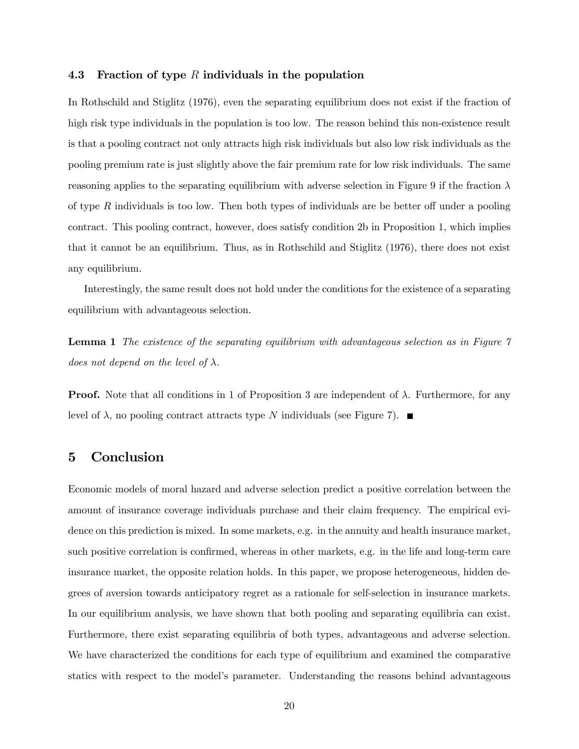### 4.3 Fraction of type $R$ individuals in the population

In Rothschild and Stiglitz (1976), even the separating equilibrium does not exist if the fraction of high risk type individuals in the population is too low. The reason behind this non-existence result is that a pooling contract not only attracts high risk individuals but also low risk individuals as the pooling premium rate is just slightly above the fair premium rate for low risk individuals. The same reasoning applies to the separating equilibrium with adverse selection in Figure 9 if the fraction $\lambda$ of type $R$ individuals is too low. Then both types of individuals are be better off under a pooling contract. This pooling contract, however, does satisfy condition 2b in Proposition 1, which implies that it cannot be an equilibrium. Thus, as in Rothschild and Stiglitz (1976), there does not exist any equilibrium.

Interestingly, the same result does not hold under the conditions for the existence of a separating equilibrium with advantageous selection.

**Lemma 1** *The existence of the separating equilibrium with advantageous selection as in Figure 7 does not depend on the level of* $\lambda$*.*

**Proof.** Note that all conditions in 1 of Proposition 3 are independent of $\lambda$. Furthermore, for any level of $\lambda$, no pooling contract attracts type $N$ individuals (see Figure 7). ■

## 5 Conclusion

Economic models of moral hazard and adverse selection predict a positive correlation between the amount of insurance coverage individuals purchase and their claim frequency. The empirical evidence on this prediction is mixed. In some markets, e.g. in the annuity and health insurance market, such positive correlation is confirmed, whereas in other markets, e.g. in the life and long-term care insurance market, the opposite relation holds. In this paper, we propose heterogeneous, hidden degrees of aversion towards anticipatory regret as a rationale for self-selection in insurance markets. In our equilibrium analysis, we have shown that both pooling and separating equilibria can exist. Furthermore, there exist separating equilibria of both types, advantageous and adverse selection. We have characterized the conditions for each type of equilibrium and examined the comparative statics with respect to the model's parameter. Understanding the reasons behind advantageous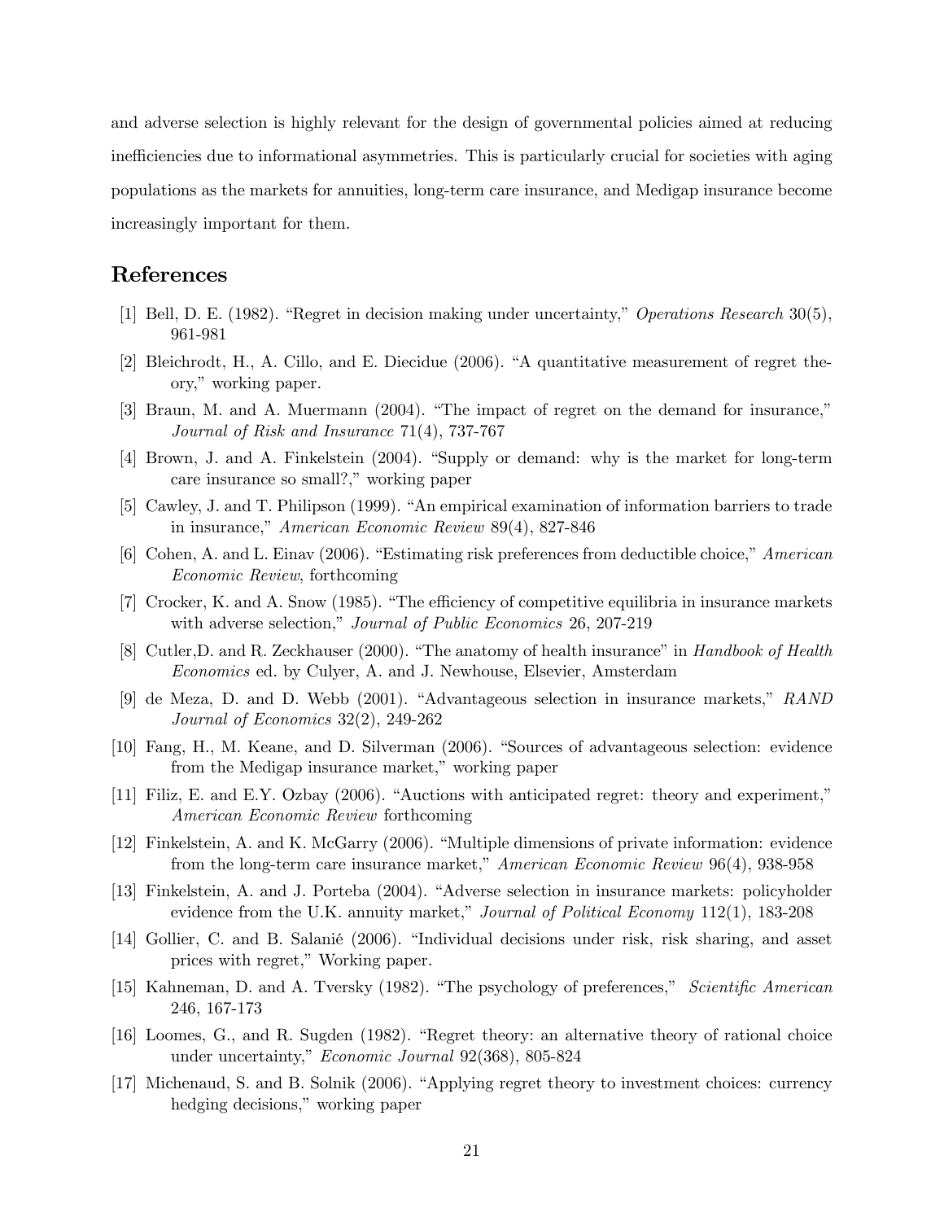and adverse selection is highly relevant for the design of governmental policies aimed at reducing inefficiencies due to informational asymmetries. This is particularly crucial for societies with aging populations as the markets for annuities, long-term care insurance, and Medigap insurance become increasingly important for them.

## References

[1] Bell, D. E. (1982). "Regret in decision making under uncertainty," *Operations Research* 30(5), 961-981

[2] Bleichrodt, H., A. Cillo, and E. Diecidue (2006). "A quantitative measurement of regret theory," working paper.

[3] Braun, M. and A. Muermann (2004). "The impact of regret on the demand for insurance," *Journal of Risk and Insurance* 71(4), 737-767

[4] Brown, J. and A. Finkelstein (2004). "Supply or demand: why is the market for long-term care insurance so small?," working paper

[5] Cawley, J. and T. Philipson (1999). "An empirical examination of information barriers to trade in insurance," *American Economic Review* 89(4), 827-846

[6] Cohen, A. and L. Einav (2006). "Estimating risk preferences from deductible choice," *American Economic Review*, forthcoming

[7] Crocker, K. and A. Snow (1985). "The efficiency of competitive equilibria in insurance markets with adverse selection," *Journal of Public Economics* 26, 207-219

[8] Cutler,D. and R. Zeckhauser (2000). "The anatomy of health insurance" in *Handbook of Health Economics* ed. by Culyer, A. and J. Newhouse, Elsevier, Amsterdam

[9] de Meza, D. and D. Webb (2001). "Advantageous selection in insurance markets," *RAND Journal of Economics* 32(2), 249-262

[10] Fang, H., M. Keane, and D. Silverman (2006). "Sources of advantageous selection: evidence from the Medigap insurance market," working paper

[11] Filiz, E. and E.Y. Ozbay (2006). "Auctions with anticipated regret: theory and experiment," *American Economic Review* forthcoming

[12] Finkelstein, A. and K. McGarry (2006). "Multiple dimensions of private information: evidence from the long-term care insurance market," *American Economic Review* 96(4), 938-958

[13] Finkelstein, A. and J. Porteba (2004). "Adverse selection in insurance markets: policyholder evidence from the U.K. annuity market," *Journal of Political Economy* 112(1), 183-208

[14] Gollier, C. and B. Salanié (2006). "Individual decisions under risk, risk sharing, and asset prices with regret," Working paper.

[15] Kahneman, D. and A. Tversky (1982). "The psychology of preferences," *Scientific American* 246, 167-173

[16] Loomes, G., and R. Sugden (1982). "Regret theory: an alternative theory of rational choice under uncertainty," *Economic Journal* 92(368), 805-824

[17] Michenaud, S. and B. Solnik (2006). "Applying regret theory to investment choices: currency hedging decisions," working paper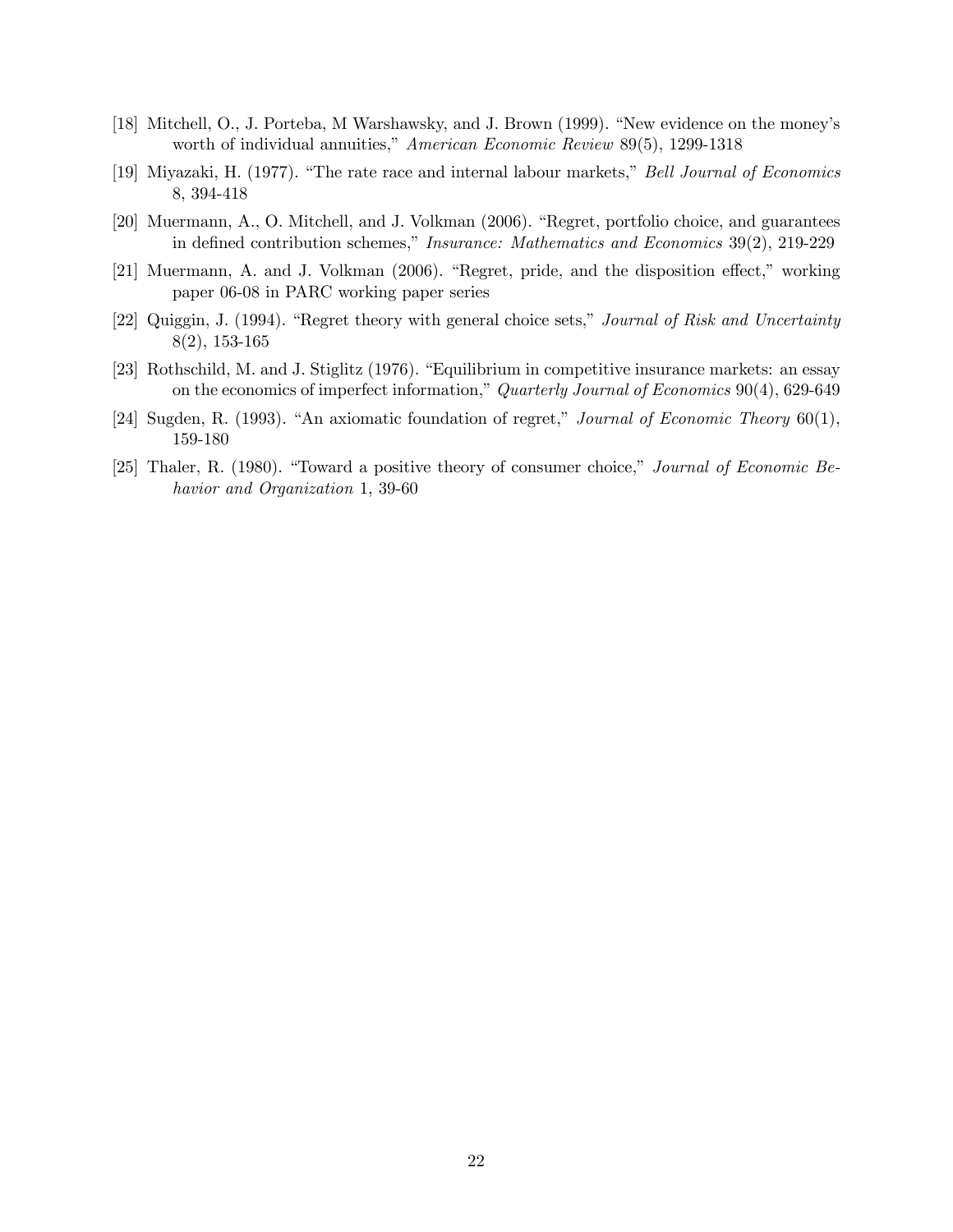[18] Mitchell, O., J. Porteba, M Warshawsky, and J. Brown (1999). "New evidence on the money's worth of individual annuities," *American Economic Review* 89(5), 1299-1318

[19] Miyazaki, H. (1977). "The rate race and internal labour markets," *Bell Journal of Economics* 8, 394-418

[20] Muermann, A., O. Mitchell, and J. Volkman (2006). "Regret, portfolio choice, and guarantees in defined contribution schemes," *Insurance: Mathematics and Economics* 39(2), 219-229

[21] Muermann, A. and J. Volkman (2006). "Regret, pride, and the disposition effect," working paper 06-08 in PARC working paper series

[22] Quiggin, J. (1994). "Regret theory with general choice sets," *Journal of Risk and Uncertainty* 8(2), 153-165

[23] Rothschild, M. and J. Stiglitz (1976). "Equilibrium in competitive insurance markets: an essay on the economics of imperfect information," *Quarterly Journal of Economics* 90(4), 629-649

[24] Sugden, R. (1993). "An axiomatic foundation of regret," *Journal of Economic Theory* 60(1), 159-180

[25] Thaler, R. (1980). "Toward a positive theory of consumer choice," *Journal of Economic Behavior and Organization* 1, 39-60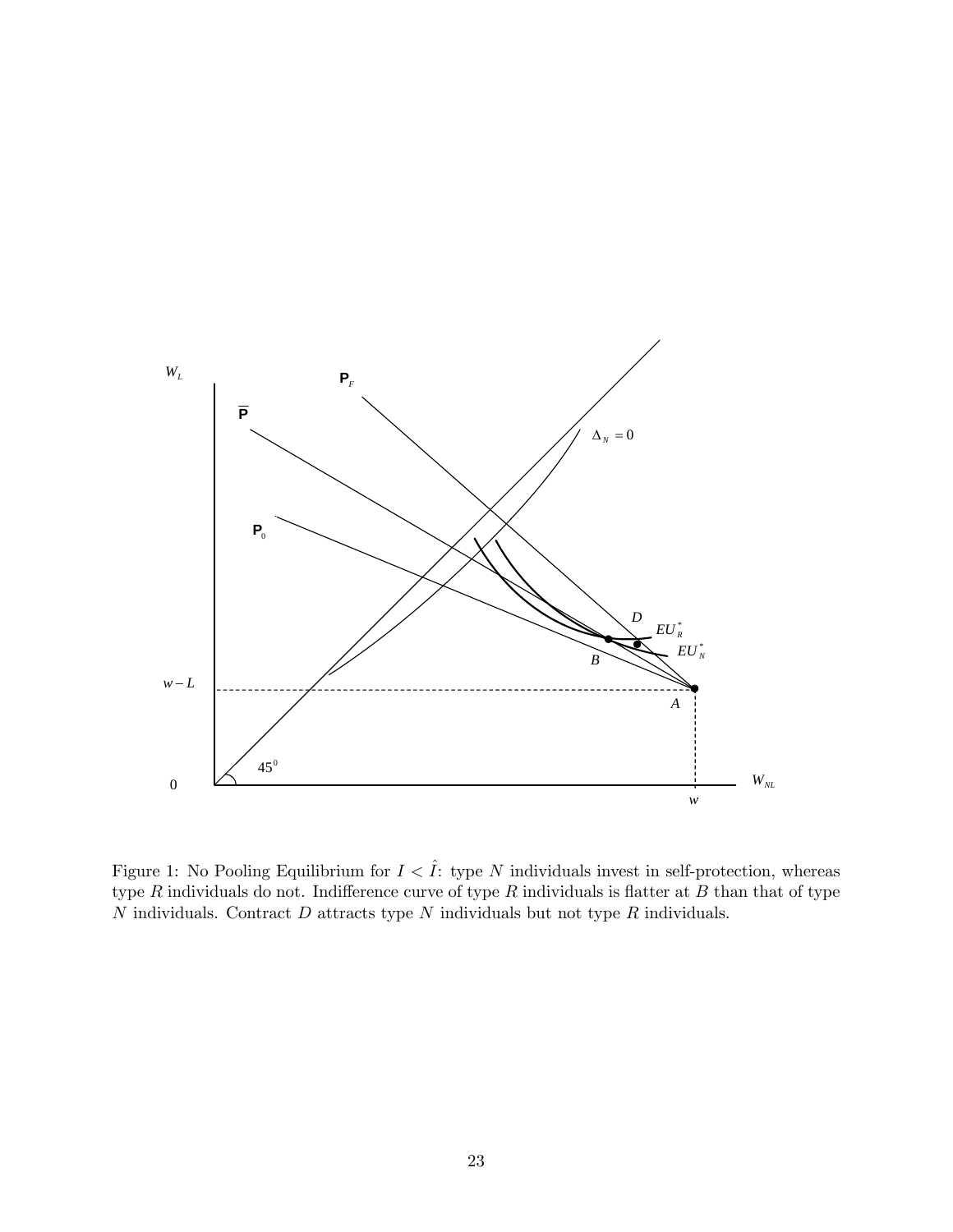Figure 1: No Pooling Equilibrium for $I < \hat{I}$: type $N$ individuals invest in self-protection, whereas type $R$ individuals do not. Indifference curve of type $R$ individuals is flatter at $B$ than that of type $N$ individuals. Contract $D$ attracts type $N$ individuals but not type $R$ individuals.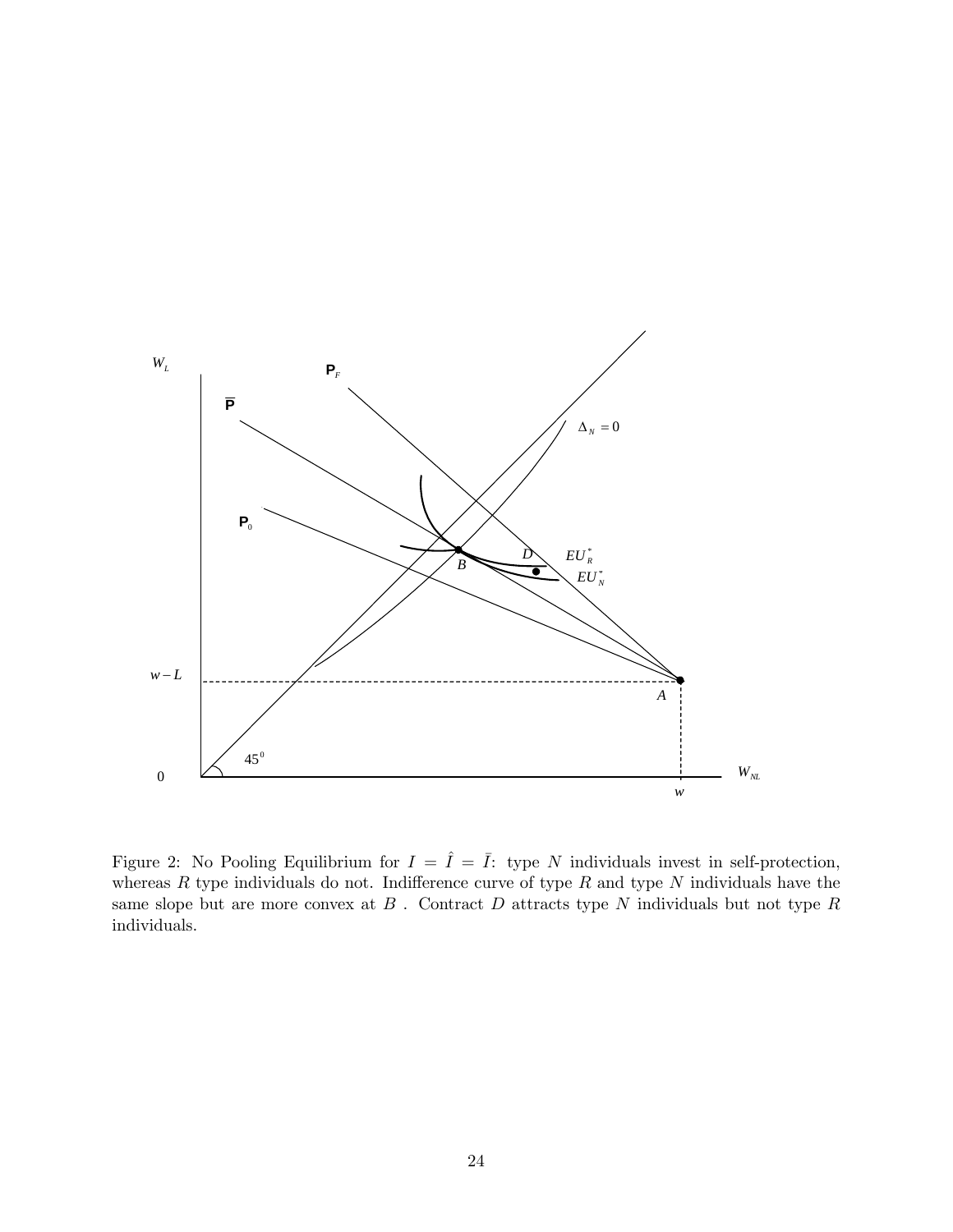Figure 2: No Pooling Equilibrium for $I = \hat{I} = \bar{I}$: type $N$ individuals invest in self-protection, whereas $R$ type individuals do not. Indifference curve of type $R$ and type $N$ individuals have the same slope but are more convex at $B$ . Contract $D$ attracts type $N$ individuals but not type $R$ individuals.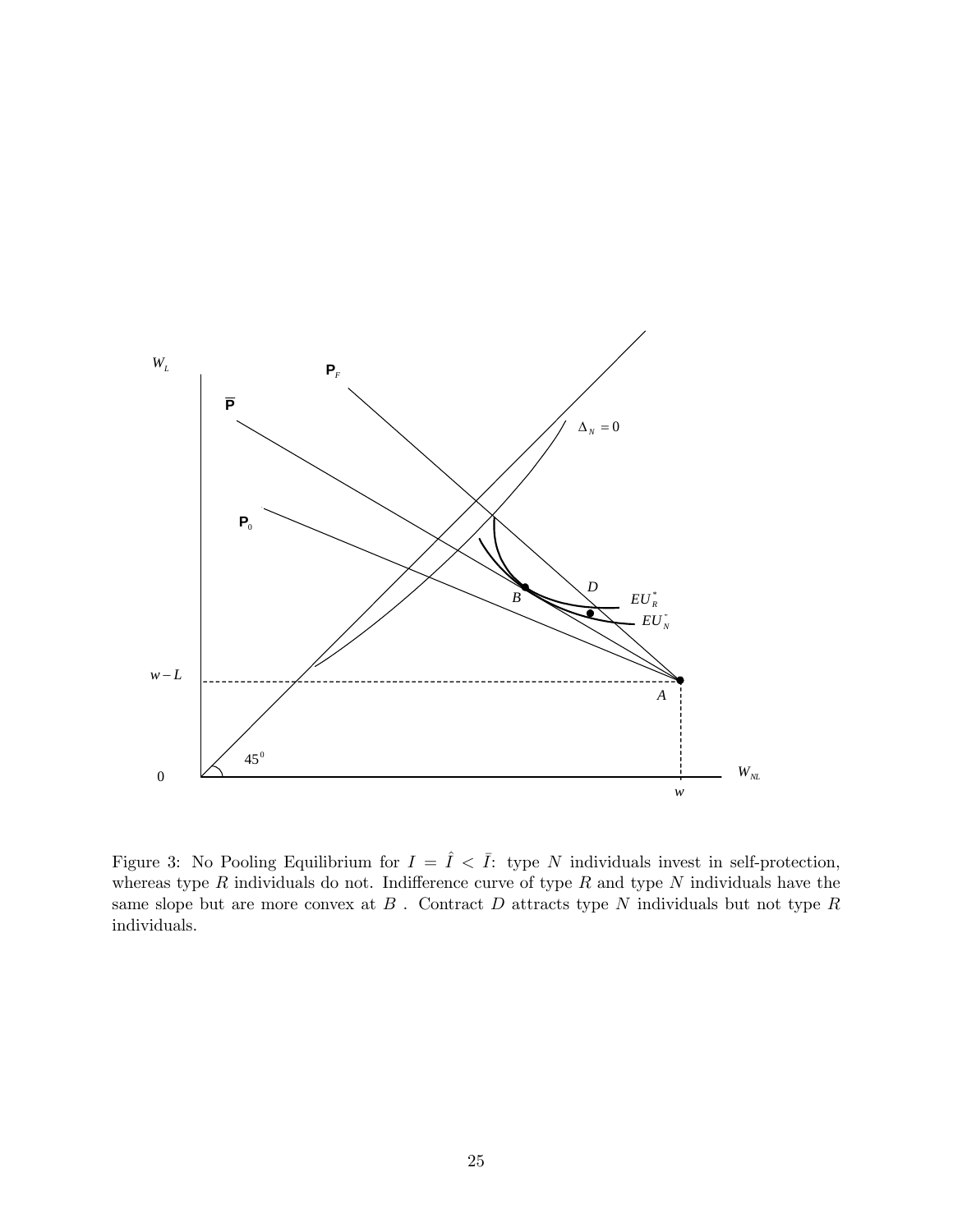Figure 3: No Pooling Equilibrium for $I = \hat{I} < \bar{I}$: type $N$ individuals invest in self-protection, whereas type $R$ individuals do not. Indifference curve of type $R$ and type $N$ individuals have the same slope but are more convex at $B$ . Contract $D$ attracts type $N$ individuals but not type $R$ individuals.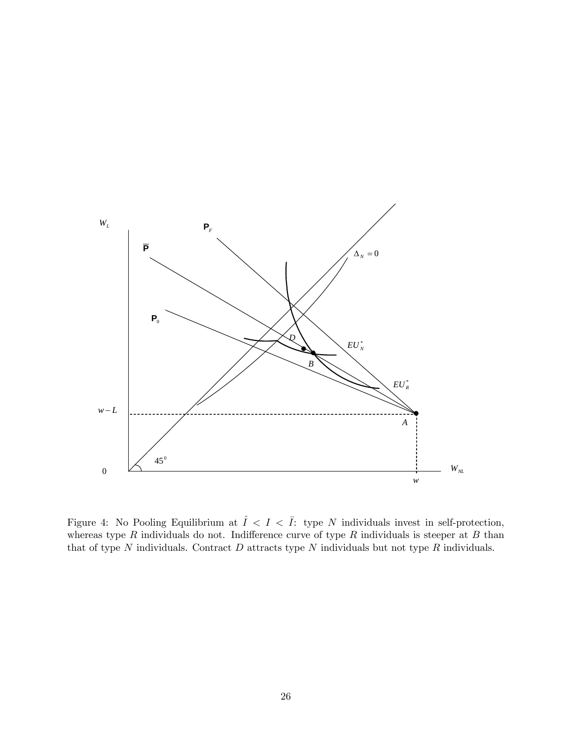Figure 4: No Pooling Equilibrium at $\hat{I} < I < \bar{I}$: type $N$ individuals invest in self-protection, whereas type $R$ individuals do not. Indifference curve of type $R$ individuals is steeper at $B$ than that of type $N$ individuals. Contract $D$ attracts type $N$ individuals but not type $R$ individuals.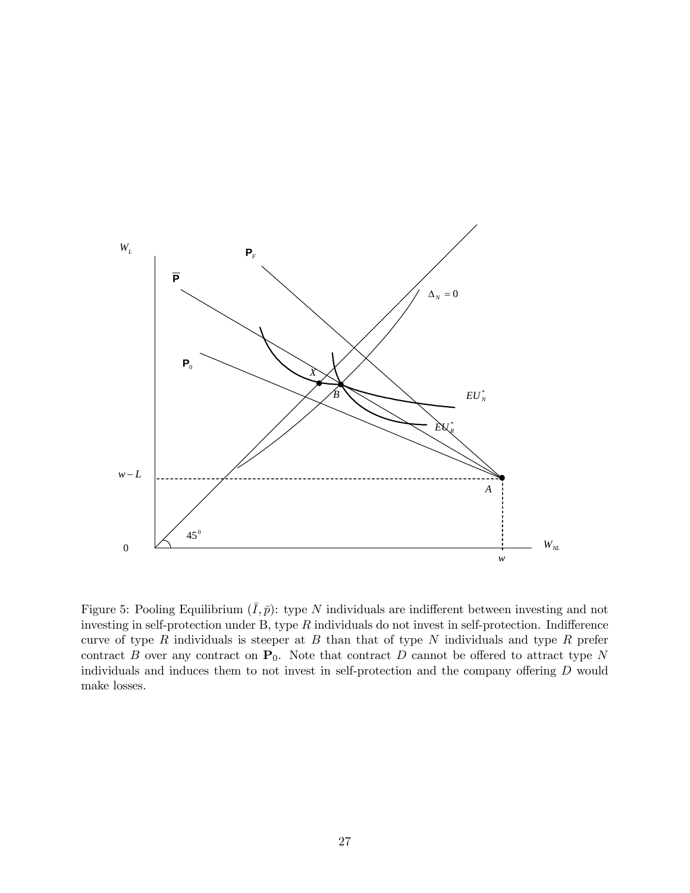Figure 5: Pooling Equilibrium $(\bar{I}, \bar{p})$: type $N$ individuals are indifferent between investing and not investing in self-protection under B, type $R$ individuals do not invest in self-protection. Indifference curve of type $R$ individuals is steeper at $B$ than that of type $N$ individuals and type $R$ prefer contract $B$ over any contract on $\mathbf{P}_0$. Note that contract $D$ cannot be offered to attract type $N$ individuals and induces them to not invest in self-protection and the company offering $D$ would make losses.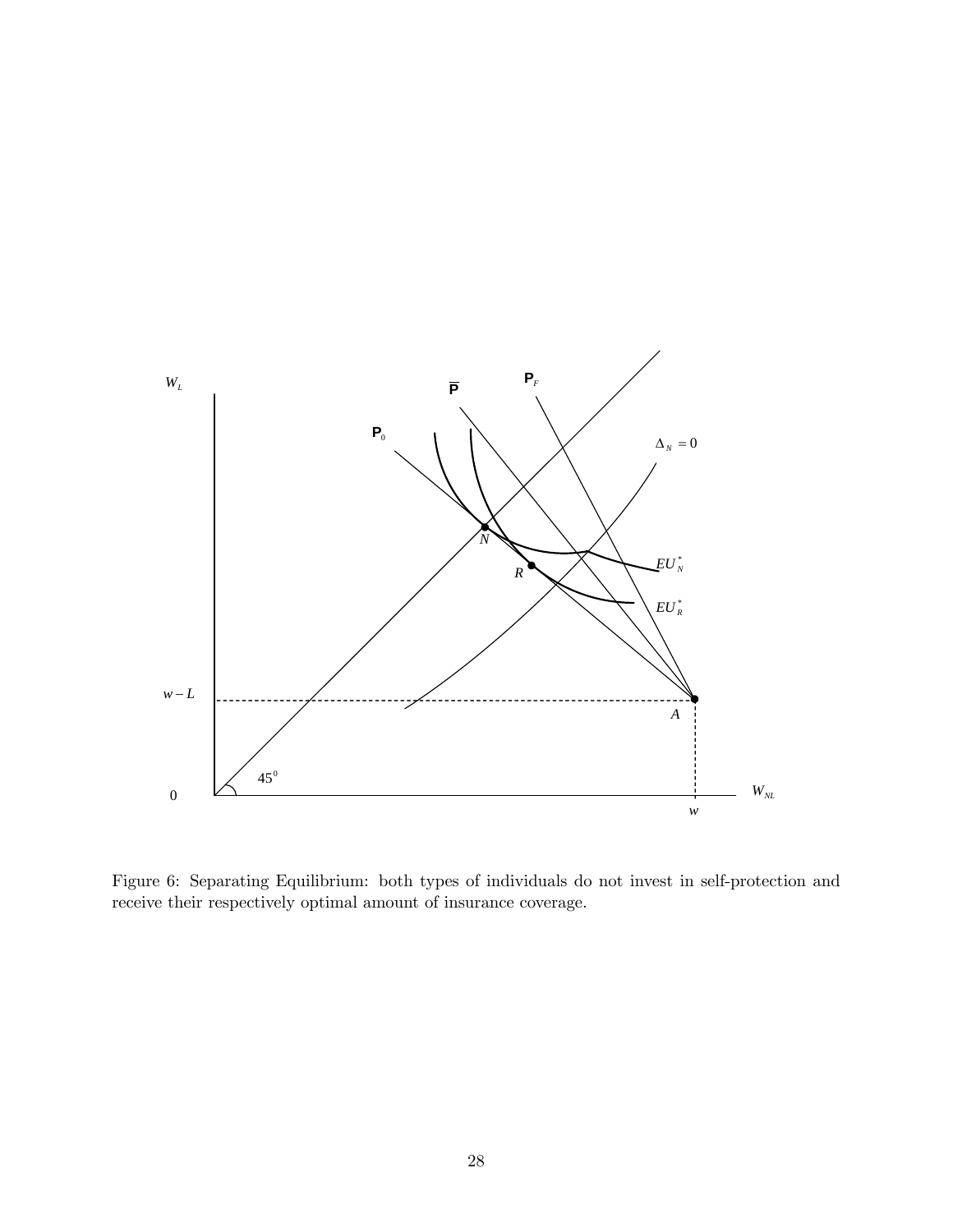Figure 6: Separating Equilibrium: both types of individuals do not invest in self-protection and receive their respectively optimal amount of insurance coverage.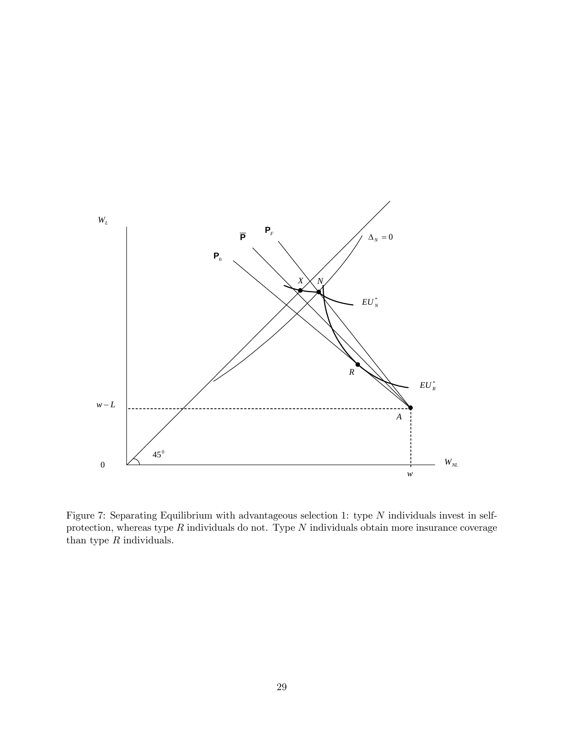Figure 7: Separating Equilibrium with advantageous selection 1: type $N$ individuals invest in self-protection, whereas type $R$ individuals do not. Type $N$ individuals obtain more insurance coverage than type $R$ individuals.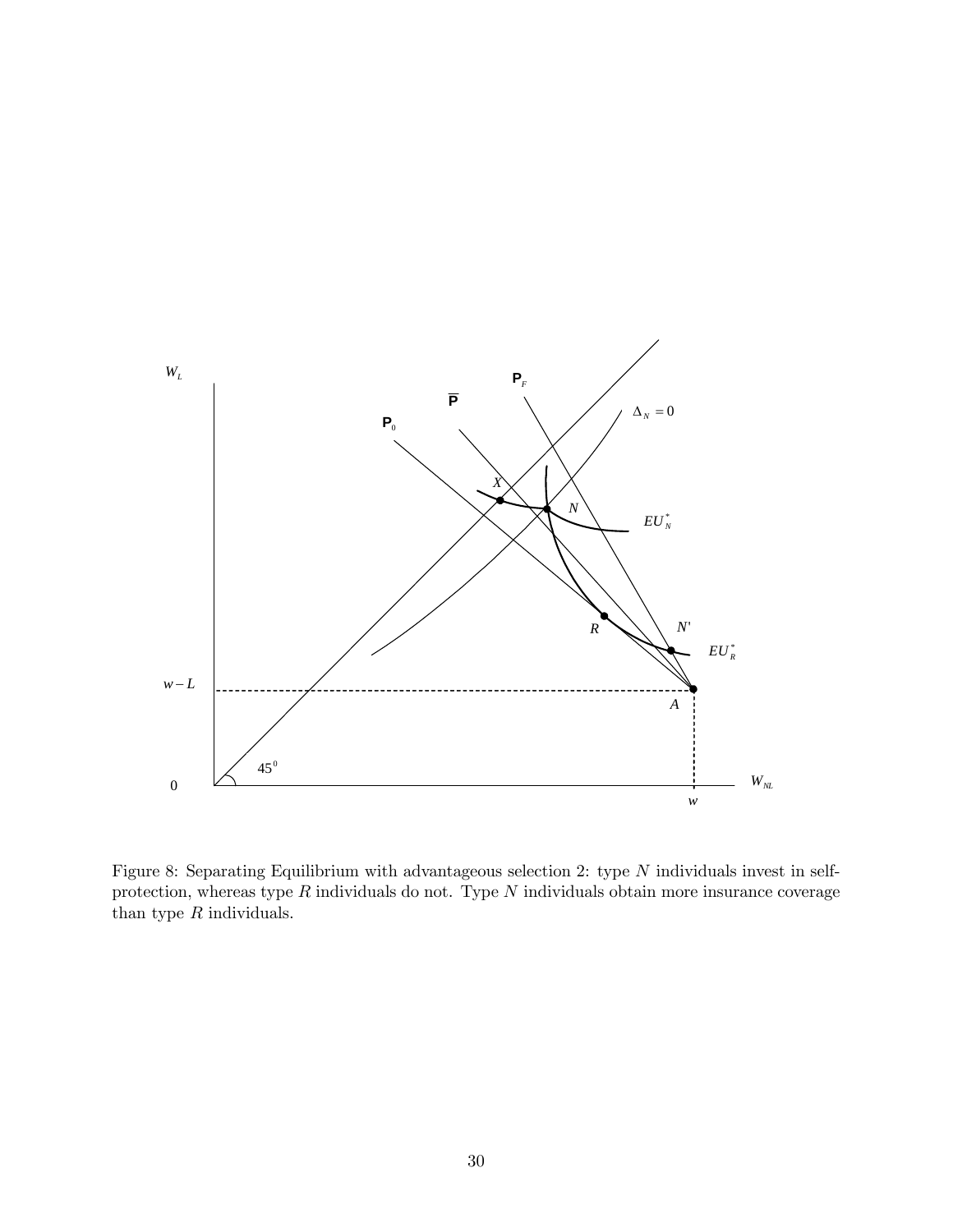Figure 8: Separating Equilibrium with advantageous selection 2: type $N$ individuals invest in self-protection, whereas type $R$ individuals do not. Type $N$ individuals obtain more insurance coverage than type $R$ individuals.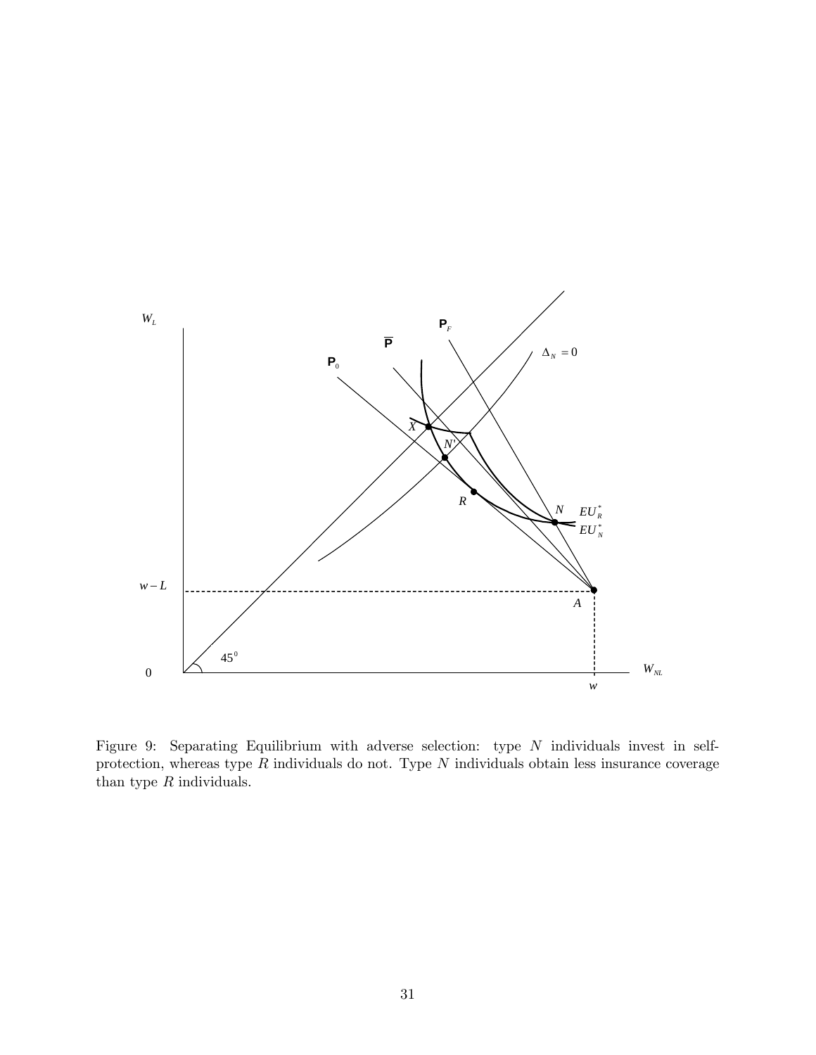Figure 9: Separating Equilibrium with adverse selection: type $N$ individuals invest in self-protection, whereas type $R$ individuals do not. Type $N$ individuals obtain less insurance coverage than type $R$ individuals.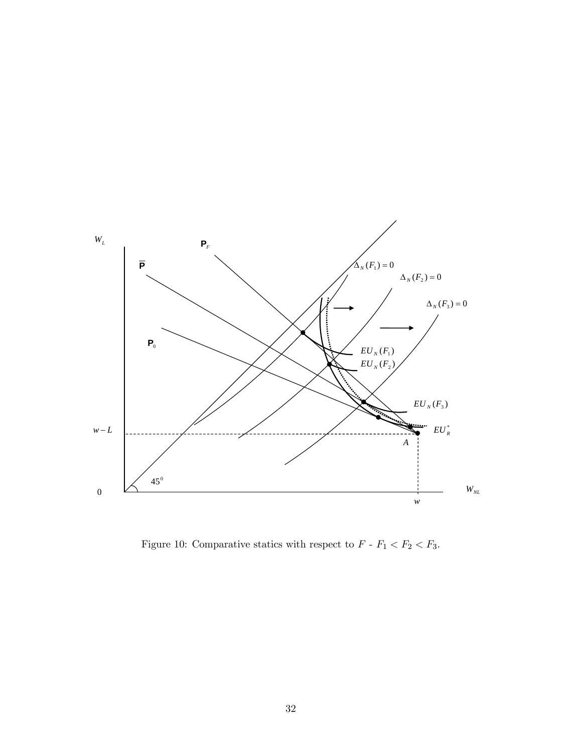Figure 10: Comparative statics with respect to $F$ - $F_1 < F_2 < F_3$.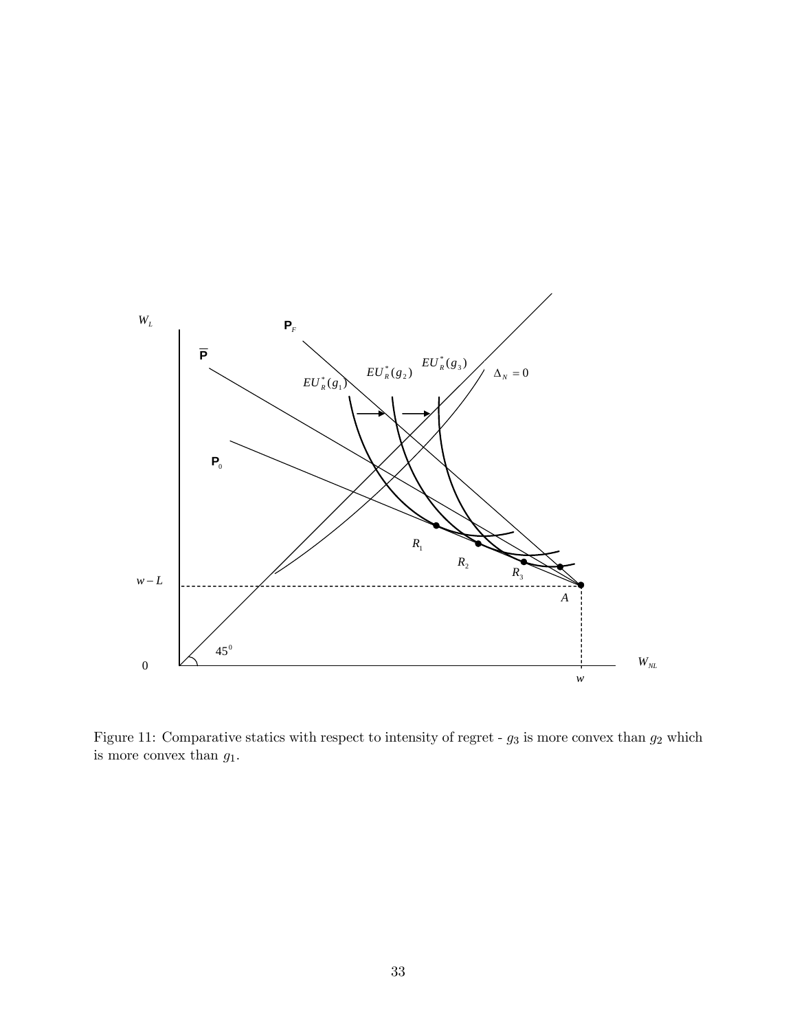$W_L$

$\mathbf{P}_F$

$\overline{\mathbf{P}}$

$EU_R^*(g_1)$

$EU_R^*(g_2)$

$EU_R^*(g_3)$

$\Delta_N = 0$

$\mathbf{P}_0$

$R_1$

$R_2$

$R_3$

$A$

$w - L$

$45^0$

0

$W_{NL}$

$w$

Figure 11: Comparative statics with respect to intensity of regret - $g_3$ is more convex than $g_2$ which is more convex than $g_1$.